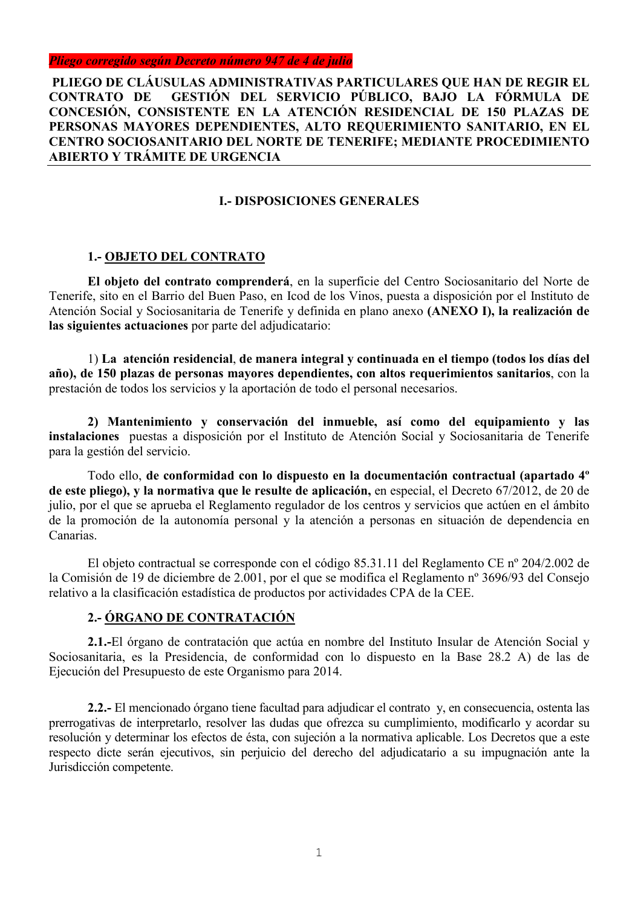*Pliego corregido según Decreto número 947 de 4 de julio*

# PLIEGO DE CLÁUSULAS ADMINISTRATIVAS PARTICULARES QUE HAN DE REGIR EL CONTRATO DE GESTIÓN DEL SERVICIO PÚBLICO, BAJO LA FÓRMULA DE CONCESIÓN, CONSISTENTE EN LA ATENCIÓN RESIDENCIAL DE 150 PLAZAS DE PERSONAS MAYORES DEPENDIENTES, ALTO REQUERIMIENTO SANITARIO, EN EL CENTRO SOCIOSANITARIO DEL NORTE DE TENERIFE; MEDIANTE PROCEDIMIENTO ABIERTO Y TRÁMITE DE URGENCIA

## I.- DISPOSICIONES GENERALES

### 1.- OBJETO DEL CONTRATO

**El objeto del contrato comprenderá**, en la superficie del Centro Sociosanitario del Norte de Tenerife, sito en el Barrio del Buen Paso, en Icod de los Vinos, puesta a disposición por el Instituto de Atención Social y Sociosanitaria de Tenerife y definida en plano anexo **(ANEXO I), la realización de las siguientes actuaciones** por parte del adjudicatario:

1) **La atención residencial**, **de manera integral y continuada en el tiempo (todos los días del año), de 150 plazas de personas mayores dependientes, con altos requerimientos sanitarios**, con la prestación de todos los servicios y la aportación de todo el personal necesarios.

**2) Mantenimiento y conservación del inmueble, así como del equipamiento y las instalaciones** puestas a disposición por el Instituto de Atención Social y Sociosanitaria de Tenerife para la gestión del servicio.

Todo ello, **de conformidad con lo dispuesto en la documentación contractual (apartado 4º de este pliego), y la normativa que le resulte de aplicación,** en especial, el Decreto 67/2012, de 20 de julio, por el que se aprueba el Reglamento regulador de los centros y servicios que actúen en el ámbito de la promoción de la autonomía personal y la atención a personas en situación de dependencia en Canarias.

El objeto contractual se corresponde con el código 85.31.11 del Reglamento CE nº 204/2.002 de la Comisión de 19 de diciembre de 2.001, por el que se modifica el Reglamento nº 3696/93 del Consejo relativo a la clasificación estadística de productos por actividades CPA de la CEE.

### 2.- ÓRGANO DE CONTRATACIÓN

**2.1.-**El órgano de contratación que actúa en nombre del Instituto Insular de Atención Social y Sociosanitaria, es la Presidencia, de conformidad con lo dispuesto en la Base 28.2 A) de las de Ejecución del Presupuesto de este Organismo para 2014.

**2.2.-** El mencionado órgano tiene facultad para adjudicar el contrato y, en consecuencia, ostenta las prerrogativas de interpretarlo, resolver las dudas que ofrezca su cumplimiento, modificarlo y acordar su resolución y determinar los efectos de ésta, con sujeción a la normativa aplicable. Los Decretos que a este respecto dicte serán ejecutivos, sin perjuicio del derecho del adjudicatario a su impugnación ante la Jurisdicción competente.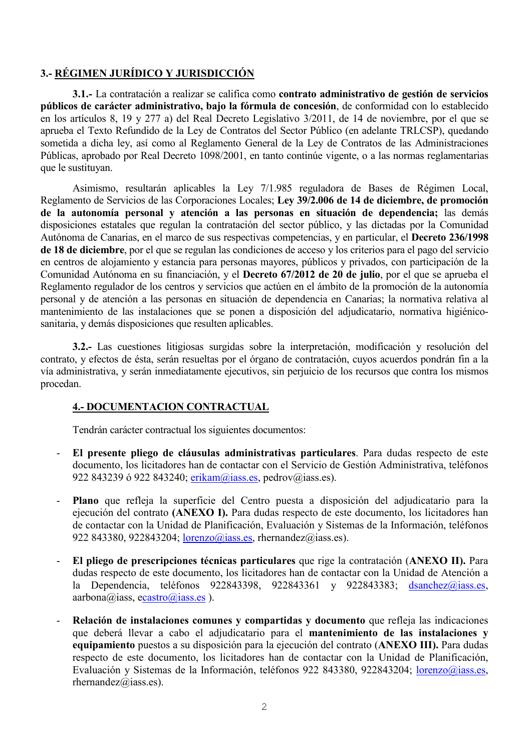## 3.- RÉGIMEN JURÍDICO Y JURISDICCIÓN

**3.1.-** La contratación a realizar se califica como **contrato administrativo de gestión de servicios públicos de carácter administrativo, bajo la fórmula de concesión**, de conformidad con lo establecido en los artículos 8, 19 y 277 a) del Real Decreto Legislativo 3/2011, de 14 de noviembre, por el que se aprueba el Texto Refundido de la Ley de Contratos del Sector Público (en adelante TRLCSP), quedando sometida a dicha ley, así como al Reglamento General de la Ley de Contratos de las Administraciones Públicas, aprobado por Real Decreto 1098/2001, en tanto continúe vigente, o a las normas reglamentarias que le sustituyan.

Asimismo, resultarán aplicables la Ley 7/1.985 reguladora de Bases de Régimen Local, Reglamento de Servicios de las Corporaciones Locales; **Ley 39/2.006 de 14 de diciembre, de promoción de la autonomía personal y atención a las personas en situación de dependencia;** las demás disposiciones estatales que regulan la contratación del sector público, y las dictadas por la Comunidad Autónoma de Canarias, en el marco de sus respectivas competencias, y en particular, el **Decreto 236/1998 de 18 de diciembre**, por el que se regulan las condiciones de acceso y los criterios para el pago del servicio en centros de alojamiento y estancia para personas mayores, públicos y privados, con participación de la Comunidad Autónoma en su financiación, y el **Decreto 67/2012 de 20 de julio**, por el que se aprueba el Reglamento regulador de los centros y servicios que actúen en el ámbito de la promoción de la autonomía personal y de atención a las personas en situación de dependencia en Canarias; la normativa relativa al mantenimiento de las instalaciones que se ponen a disposición del adjudicatario, normativa higiénico-sanitaria, y demás disposiciones que resulten aplicables.

**3.2.-** Las cuestiones litigiosas surgidas sobre la interpretación, modificación y resolución del contrato, y efectos de ésta, serán resueltas por el órgano de contratación, cuyos acuerdos pondrán fin a la vía administrativa, y serán inmediatamente ejecutivos, sin perjuicio de los recursos que contra los mismos procedan.

## 4.- DOCUMENTACION CONTRACTUAL

Tendrán carácter contractual los siguientes documentos:

- **El presente pliego de cláusulas administrativas particulares**. Para dudas respecto de este documento, los licitadores han de contactar con el Servicio de Gestión Administrativa, teléfonos 922 843239 ó 922 843240; erikam@iass.es, pedrov@iass.es).

- **Plano** que refleja la superficie del Centro puesta a disposición del adjudicatario para la ejecución del contrato **(ANEXO I).** Para dudas respecto de este documento, los licitadores han de contactar con la Unidad de Planificación, Evaluación y Sistemas de la Información, teléfonos 922 843380, 922843204; lorenzo@iass.es, rhernandez@iass.es).

- **El pliego de prescripciones técnicas particulares** que rige la contratación (**ANEXO II).** Para dudas respecto de este documento, los licitadores han de contactar con la Unidad de Atención a la Dependencia, teléfonos 922843398, 922843361 y 922843383; dsanchez@iass.es, aarbona@iass, ecastro@iass.es ).

- **Relación de instalaciones comunes y compartidas y documento** que refleja las indicaciones que deberá llevar a cabo el adjudicatario para el **mantenimiento de las instalaciones y equipamiento** puestos a su disposición para la ejecución del contrato (**ANEXO III).** Para dudas respecto de este documento, los licitadores han de contactar con la Unidad de Planificación, Evaluación y Sistemas de la Información, teléfonos 922 843380, 922843204; lorenzo@iass.es, rhernandez@iass.es).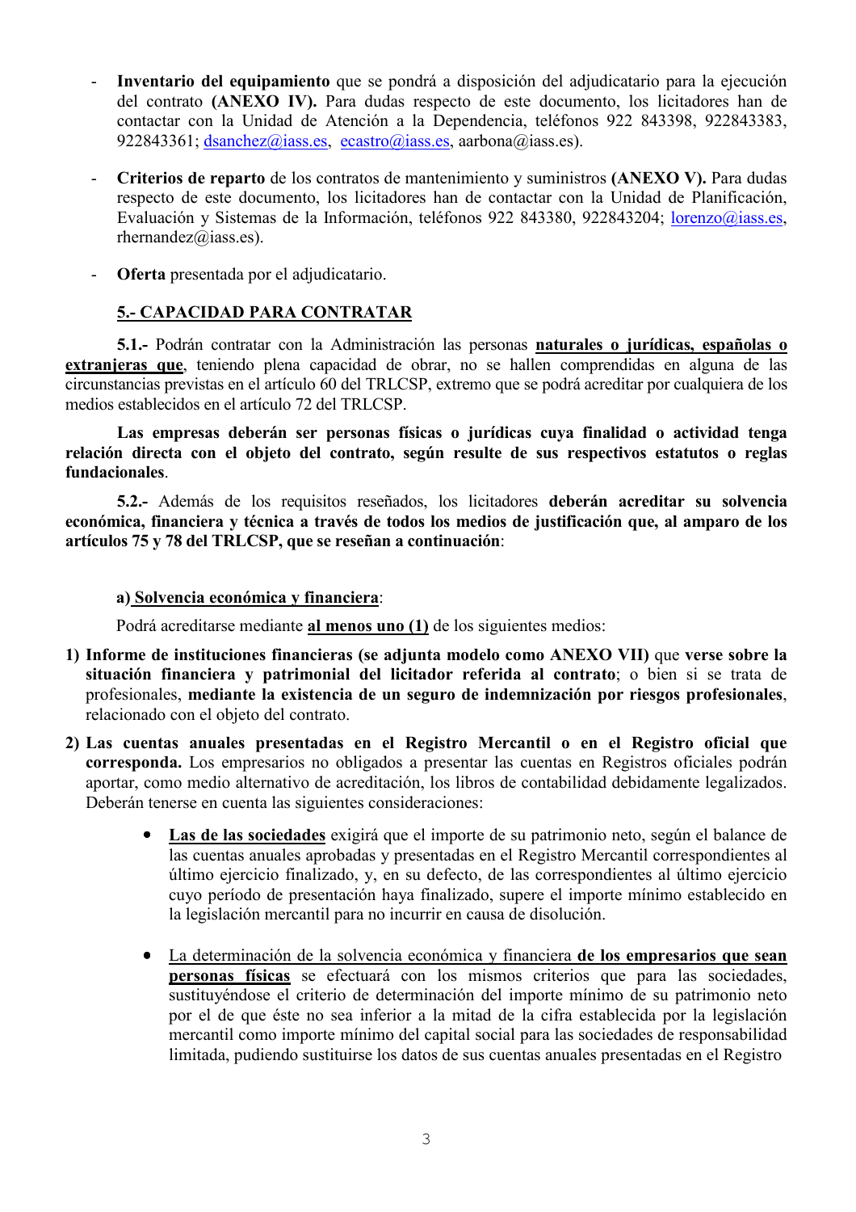- **Inventario del equipamiento** que se pondrá a disposición del adjudicatario para la ejecución del contrato **(ANEXO IV).** Para dudas respecto de este documento, los licitadores han de contactar con la Unidad de Atención a la Dependencia, teléfonos 922 843398, 922843383, 922843361; dsanchez@iass.es, ecastro@iass.es, aarbona@iass.es).

- **Criterios de reparto** de los contratos de mantenimiento y suministros **(ANEXO V).** Para dudas respecto de este documento, los licitadores han de contactar con la Unidad de Planificación, Evaluación y Sistemas de la Información, teléfonos 922 843380, 922843204; lorenzo@iass.es, rhernandez@iass.es).

- **Oferta** presentada por el adjudicatario.

## 5.- CAPACIDAD PARA CONTRATAR

**5.1.-** Podrán contratar con la Administración las personas **naturales o jurídicas, españolas o extranjeras que**, teniendo plena capacidad de obrar, no se hallen comprendidas en alguna de las circunstancias previstas en el artículo 60 del TRLCSP, extremo que se podrá acreditar por cualquiera de los medios establecidos en el artículo 72 del TRLCSP.

**Las empresas deberán ser personas físicas o jurídicas cuya finalidad o actividad tenga relación directa con el objeto del contrato, según resulte de sus respectivos estatutos o reglas fundacionales**.

**5.2.-** Además de los requisitos reseñados, los licitadores **deberán acreditar su solvencia económica, financiera y técnica a través de todos los medios de justificación que, al amparo de los artículos 75 y 78 del TRLCSP, que se reseñan a continuación**:

**a) Solvencia económica y financiera**:

Podrá acreditarse mediante **al menos uno (1)** de los siguientes medios:

1) **Informe de instituciones financieras (se adjunta modelo como ANEXO VII)** que **verse sobre la situación financiera y patrimonial del licitador referida al contrato**; o bien si se trata de profesionales, **mediante la existencia de un seguro de indemnización por riesgos profesionales**, relacionado con el objeto del contrato.

2) **Las cuentas anuales presentadas en el Registro Mercantil o en el Registro oficial que corresponda.** Los empresarios no obligados a presentar las cuentas en Registros oficiales podrán aportar, como medio alternativo de acreditación, los libros de contabilidad debidamente legalizados. Deberán tenerse en cuenta las siguientes consideraciones:

    - **Las de las sociedades** exigirá que el importe de su patrimonio neto, según el balance de las cuentas anuales aprobadas y presentadas en el Registro Mercantil correspondientes al último ejercicio finalizado, y, en su defecto, de las correspondientes al último ejercicio cuyo período de presentación haya finalizado, supere el importe mínimo establecido en la legislación mercantil para no incurrir en causa de disolución.

    - La determinación de la solvencia económica y financiera **de los empresarios que sean personas físicas** se efectuará con los mismos criterios que para las sociedades, sustituyéndose el criterio de determinación del importe mínimo de su patrimonio neto por el de que éste no sea inferior a la mitad de la cifra establecida por la legislación mercantil como importe mínimo del capital social para las sociedades de responsabilidad limitada, pudiendo sustituirse los datos de sus cuentas anuales presentadas en el Registro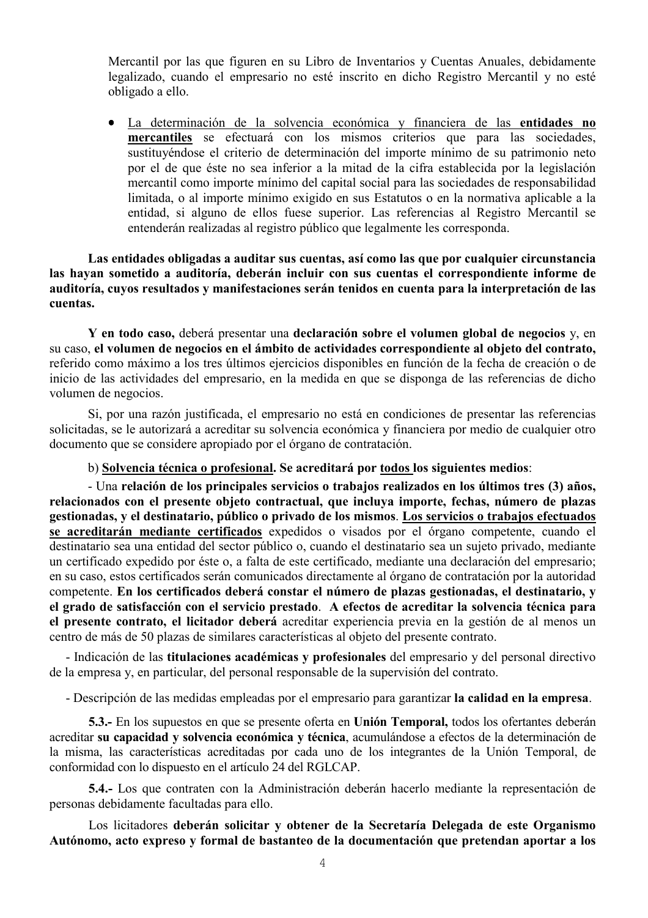Mercantil por las que figuren en su Libro de Inventarios y Cuentas Anuales, debidamente legalizado, cuando el empresario no esté inscrito en dicho Registro Mercantil y no esté obligado a ello.

- La determinación de la solvencia económica y financiera de las **entidades no mercantiles** se efectuará con los mismos criterios que para las sociedades, sustituyéndose el criterio de determinación del importe mínimo de su patrimonio neto por el de que éste no sea inferior a la mitad de la cifra establecida por la legislación mercantil como importe mínimo del capital social para las sociedades de responsabilidad limitada, o al importe mínimo exigido en sus Estatutos o en la normativa aplicable a la entidad, si alguno de ellos fuese superior. Las referencias al Registro Mercantil se entenderán realizadas al registro público que legalmente les corresponda.

**Las entidades obligadas a auditar sus cuentas, así como las que por cualquier circunstancia las hayan sometido a auditoría, deberán incluir con sus cuentas el correspondiente informe de auditoría, cuyos resultados y manifestaciones serán tenidos en cuenta para la interpretación de las cuentas.**

**Y en todo caso,** deberá presentar una **declaración sobre el volumen global de negocios** y, en su caso, **el volumen de negocios en el ámbito de actividades correspondiente al objeto del contrato,** referido como máximo a los tres últimos ejercicios disponibles en función de la fecha de creación o de inicio de las actividades del empresario, en la medida en que se disponga de las referencias de dicho volumen de negocios.

Si, por una razón justificada, el empresario no está en condiciones de presentar las referencias solicitadas, se le autorizará a acreditar su solvencia económica y financiera por medio de cualquier otro documento que se considere apropiado por el órgano de contratación.

b) **Solvencia técnica o profesional. Se acreditará por todos los siguientes medios**:

- Una **relación de los principales servicios o trabajos realizados en los últimos tres (3) años, relacionados con el presente objeto contractual, que incluya importe, fechas, número de plazas gestionadas, y el destinatario, público o privado de los mismos**. **Los servicios o trabajos efectuados se acreditarán mediante certificados** expedidos o visados por el órgano competente, cuando el destinatario sea una entidad del sector público o, cuando el destinatario sea un sujeto privado, mediante un certificado expedido por éste o, a falta de este certificado, mediante una declaración del empresario; en su caso, estos certificados serán comunicados directamente al órgano de contratación por la autoridad competente. **En los certificados deberá constar el número de plazas gestionadas, el destinatario, y el grado de satisfacción con el servicio prestado**. **A efectos de acreditar la solvencia técnica para el presente contrato, el licitador deberá** acreditar experiencia previa en la gestión de al menos un centro de más de 50 plazas de similares características al objeto del presente contrato.

- Indicación de las **titulaciones académicas y profesionales** del empresario y del personal directivo de la empresa y, en particular, del personal responsable de la supervisión del contrato.

- Descripción de las medidas empleadas por el empresario para garantizar **la calidad en la empresa**.

**5.3.-** En los supuestos en que se presente oferta en **Unión Temporal,** todos los ofertantes deberán acreditar **su capacidad y solvencia económica y técnica**, acumulándose a efectos de la determinación de la misma, las características acreditadas por cada uno de los integrantes de la Unión Temporal, de conformidad con lo dispuesto en el artículo 24 del RGLCAP.

**5.4.-** Los que contraten con la Administración deberán hacerlo mediante la representación de personas debidamente facultadas para ello.

Los licitadores **deberán solicitar y obtener de la Secretaría Delegada de este Organismo Autónomo, acto expreso y formal de bastanteo de la documentación que pretendan aportar a los**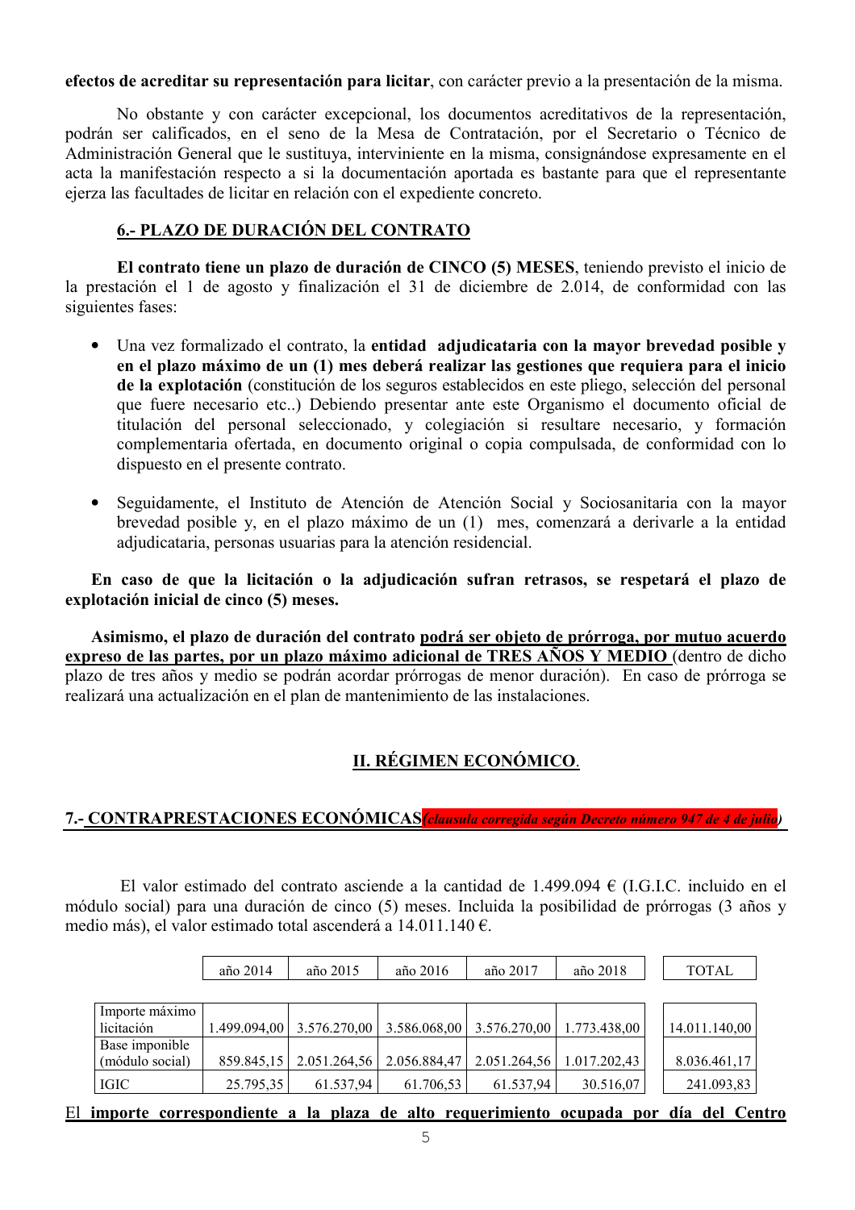**efectos de acreditar su representación para licitar**, con carácter previo a la presentación de la misma.

No obstante y con carácter excepcional, los documentos acreditativos de la representación, podrán ser calificados, en el seno de la Mesa de Contratación, por el Secretario o Técnico de Administración General que le sustituya, interviniente en la misma, consignándose expresamente en el acta la manifestación respecto a si la documentación aportada es bastante para que el representante ejerza las facultades de licitar en relación con el expediente concreto.

### 6.- PLAZO DE DURACIÓN DEL CONTRATO

**El contrato tiene un plazo de duración de CINCO (5) MESES**, teniendo previsto el inicio de la prestación el 1 de agosto y finalización el 31 de diciembre de 2.014, de conformidad con las siguientes fases:

- Una vez formalizado el contrato, la **entidad adjudicataria con la mayor brevedad posible y en el plazo máximo de un (1) mes deberá realizar las gestiones que requiera para el inicio de la explotación** (constitución de los seguros establecidos en este pliego, selección del personal que fuere necesario etc..) Debiendo presentar ante este Organismo el documento oficial de titulación del personal seleccionado, y colegiación si resultare necesario, y formación complementaria ofertada, en documento original o copia compulsada, de conformidad con lo dispuesto en el presente contrato.

- Seguidamente, el Instituto de Atención de Atención Social y Sociosanitaria con la mayor brevedad posible y, en el plazo máximo de un (1) mes, comenzará a derivarle a la entidad adjudicataria, personas usuarias para la atención residencial.

**En caso de que la licitación o la adjudicación sufran retrasos, se respetará el plazo de explotación inicial de cinco (5) meses.**

**Asimismo, el plazo de duración del contrato podrá ser objeto de prórroga, por mutuo acuerdo expreso de las partes, por un plazo máximo adicional de TRES AÑOS Y MEDIO** (dentro de dicho plazo de tres años y medio se podrán acordar prórrogas de menor duración). En caso de prórroga se realizará una actualización en el plan de mantenimiento de las instalaciones.

## II. RÉGIMEN ECONÓMICO.

### 7.- CONTRAPRESTACIONES ECONÓMICAS *(clausula corregida según Decreto número 947 de 4 de julio)*

El valor estimado del contrato asciende a la cantidad de 1.499.094 € (I.G.I.C. incluido en el módulo social) para una duración de cinco (5) meses. Incluida la posibilidad de prórrogas (3 años y medio más), el valor estimado total ascenderá a 14.011.140 €.

| | año 2014 | año 2015 | año 2016 | año 2017 | año 2018 | TOTAL |
|---|---|---|---|---|---|---|
| Importe máximo licitación | 1.499.094,00 | 3.576.270,00 | 3.586.068,00 | 3.576.270,00 | 1.773.438,00 | 14.011.140,00 |
| Base imponible (módulo social) | 859.845,15 | 2.051.264,56 | 2.056.884,47 | 2.051.264,56 | 1.017.202,43 | 8.036.461,17 |
| IGIC | 25.795,35 | 61.537,94 | 61.706,53 | 61.537,94 | 30.516,07 | 241.093,83 |

El **importe correspondiente a la plaza de alto requerimiento ocupada por día del Centro**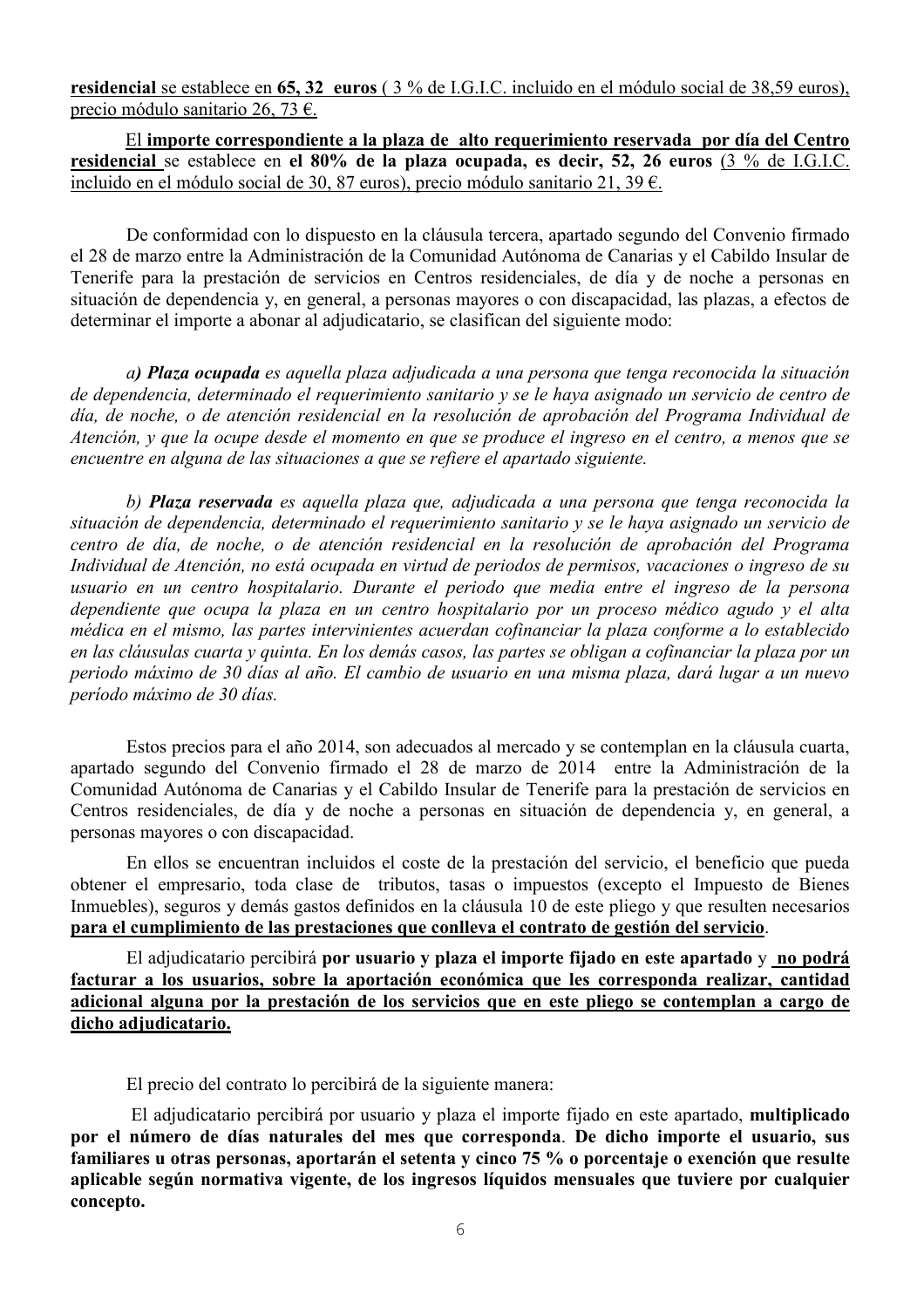**residencial** se establece en **65, 32 euros** ( 3 % de I.G.I.C. incluido en el módulo social de 38,59 euros), precio módulo sanitario 26, 73 €.

El **importe correspondiente a la plaza de alto requerimiento reservada por día del Centro residencial** se establece en **el 80% de la plaza ocupada, es decir, 52, 26 euros** (3 % de I.G.I.C. incluido en el módulo social de 30, 87 euros), precio módulo sanitario 21, 39 €.

De conformidad con lo dispuesto en la cláusula tercera, apartado segundo del Convenio firmado el 28 de marzo entre la Administración de la Comunidad Autónoma de Canarias y el Cabildo Insular de Tenerife para la prestación de servicios en Centros residenciales, de día y de noche a personas en situación de dependencia y, en general, a personas mayores o con discapacidad, las plazas, a efectos de determinar el importe a abonar al adjudicatario, se clasifican del siguiente modo:

*a)* ***Plaza ocupada*** *es aquella plaza adjudicada a una persona que tenga reconocida la situación de dependencia, determinado el requerimiento sanitario y se le haya asignado un servicio de centro de día, de noche, o de atención residencial en la resolución de aprobación del Programa Individual de Atención, y que la ocupe desde el momento en que se produce el ingreso en el centro, a menos que se encuentre en alguna de las situaciones a que se refiere el apartado siguiente.*

*b)* ***Plaza reservada*** *es aquella plaza que, adjudicada a una persona que tenga reconocida la situación de dependencia, determinado el requerimiento sanitario y se le haya asignado un servicio de centro de día, de noche, o de atención residencial en la resolución de aprobación del Programa Individual de Atención, no está ocupada en virtud de periodos de permisos, vacaciones o ingreso de su usuario en un centro hospitalario. Durante el periodo que media entre el ingreso de la persona dependiente que ocupa la plaza en un centro hospitalario por un proceso médico agudo y el alta médica en el mismo, las partes intervinientes acuerdan cofinanciar la plaza conforme a lo establecido en las cláusulas cuarta y quinta. En los demás casos, las partes se obligan a cofinanciar la plaza por un periodo máximo de 30 días al año. El cambio de usuario en una misma plaza, dará lugar a un nuevo período máximo de 30 días.*

Estos precios para el año 2014, son adecuados al mercado y se contemplan en la cláusula cuarta, apartado segundo del Convenio firmado el 28 de marzo de 2014 entre la Administración de la Comunidad Autónoma de Canarias y el Cabildo Insular de Tenerife para la prestación de servicios en Centros residenciales, de día y de noche a personas en situación de dependencia y, en general, a personas mayores o con discapacidad.

En ellos se encuentran incluidos el coste de la prestación del servicio, el beneficio que pueda obtener el empresario, toda clase de tributos, tasas o impuestos (excepto el Impuesto de Bienes Inmuebles), seguros y demás gastos definidos en la cláusula 10 de este pliego y que resulten necesarios **para el cumplimiento de las prestaciones que conlleva el contrato de gestión del servicio**.

El adjudicatario percibirá **por usuario y plaza el importe fijado en este apartado** y **no podrá facturar a los usuarios, sobre la aportación económica que les corresponda realizar, cantidad adicional alguna por la prestación de los servicios que en este pliego se contemplan a cargo de dicho adjudicatario.**

El precio del contrato lo percibirá de la siguiente manera:

El adjudicatario percibirá por usuario y plaza el importe fijado en este apartado, **multiplicado por el número de días naturales del mes que corresponda**. **De dicho importe el usuario, sus familiares u otras personas, aportarán el setenta y cinco 75 % o porcentaje o exención que resulte aplicable según normativa vigente, de los ingresos líquidos mensuales que tuviere por cualquier concepto.**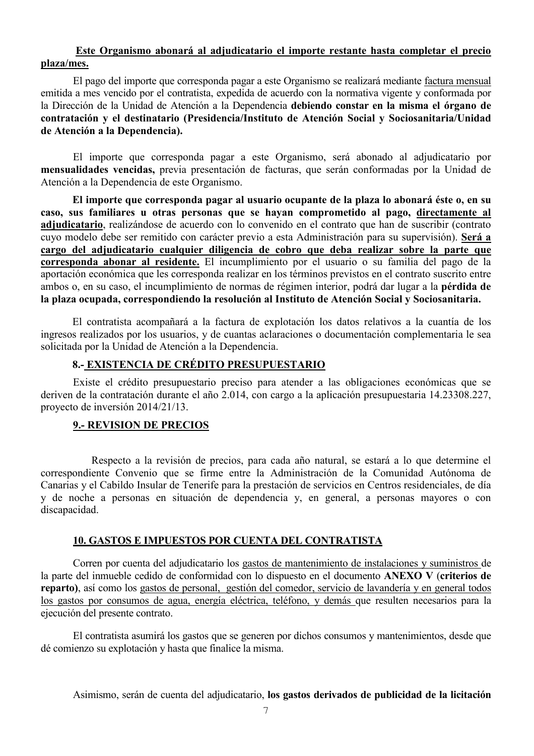**Este Organismo abonará al adjudicatario el importe restante hasta completar el precio plaza/mes.**

El pago del importe que corresponda pagar a este Organismo se realizará mediante factura mensual emitida a mes vencido por el contratista, expedida de acuerdo con la normativa vigente y conformada por la Dirección de la Unidad de Atención a la Dependencia **debiendo constar en la misma el órgano de contratación y el destinatario (Presidencia/Instituto de Atención Social y Sociosanitaria/Unidad de Atención a la Dependencia).**

El importe que corresponda pagar a este Organismo, será abonado al adjudicatario por **mensualidades vencidas,** previa presentación de facturas, que serán conformadas por la Unidad de Atención a la Dependencia de este Organismo.

**El importe que corresponda pagar al usuario ocupante de la plaza lo abonará éste o, en su caso, sus familiares u otras personas que se hayan comprometido al pago, directamente al adjudicatario**, realizándose de acuerdo con lo convenido en el contrato que han de suscribir (contrato cuyo modelo debe ser remitido con carácter previo a esta Administración para su supervisión). **Será a cargo del adjudicatario cualquier diligencia de cobro que deba realizar sobre la parte que corresponda abonar al residente.** El incumplimiento por el usuario o su familia del pago de la aportación económica que les corresponda realizar en los términos previstos en el contrato suscrito entre ambos o, en su caso, el incumplimiento de normas de régimen interior, podrá dar lugar a la **pérdida de la plaza ocupada, correspondiendo la resolución al Instituto de Atención Social y Sociosanitaria.**

El contratista acompañará a la factura de explotación los datos relativos a la cuantía de los ingresos realizados por los usuarios, y de cuantas aclaraciones o documentación complementaria le sea solicitada por la Unidad de Atención a la Dependencia.

## 8.- EXISTENCIA DE CRÉDITO PRESUPUESTARIO

Existe el crédito presupuestario preciso para atender a las obligaciones económicas que se deriven de la contratación durante el año 2.014, con cargo a la aplicación presupuestaria 14.23308.227, proyecto de inversión 2014/21/13.

## 9.- REVISION DE PRECIOS

Respecto a la revisión de precios, para cada año natural, se estará a lo que determine el correspondiente Convenio que se firme entre la Administración de la Comunidad Autónoma de Canarias y el Cabildo Insular de Tenerife para la prestación de servicios en Centros residenciales, de día y de noche a personas en situación de dependencia y, en general, a personas mayores o con discapacidad.

## 10. GASTOS E IMPUESTOS POR CUENTA DEL CONTRATISTA

Corren por cuenta del adjudicatario los gastos de mantenimiento de instalaciones y suministros de la parte del inmueble cedido de conformidad con lo dispuesto en el documento **ANEXO V** (**criterios de reparto)**, así como los gastos de personal, gestión del comedor, servicio de lavandería y en general todos los gastos por consumos de agua, energía eléctrica, teléfono, y demás que resulten necesarios para la ejecución del presente contrato.

El contratista asumirá los gastos que se generen por dichos consumos y mantenimientos, desde que dé comienzo su explotación y hasta que finalice la misma.

Asimismo, serán de cuenta del adjudicatario, **los gastos derivados de publicidad de la licitación**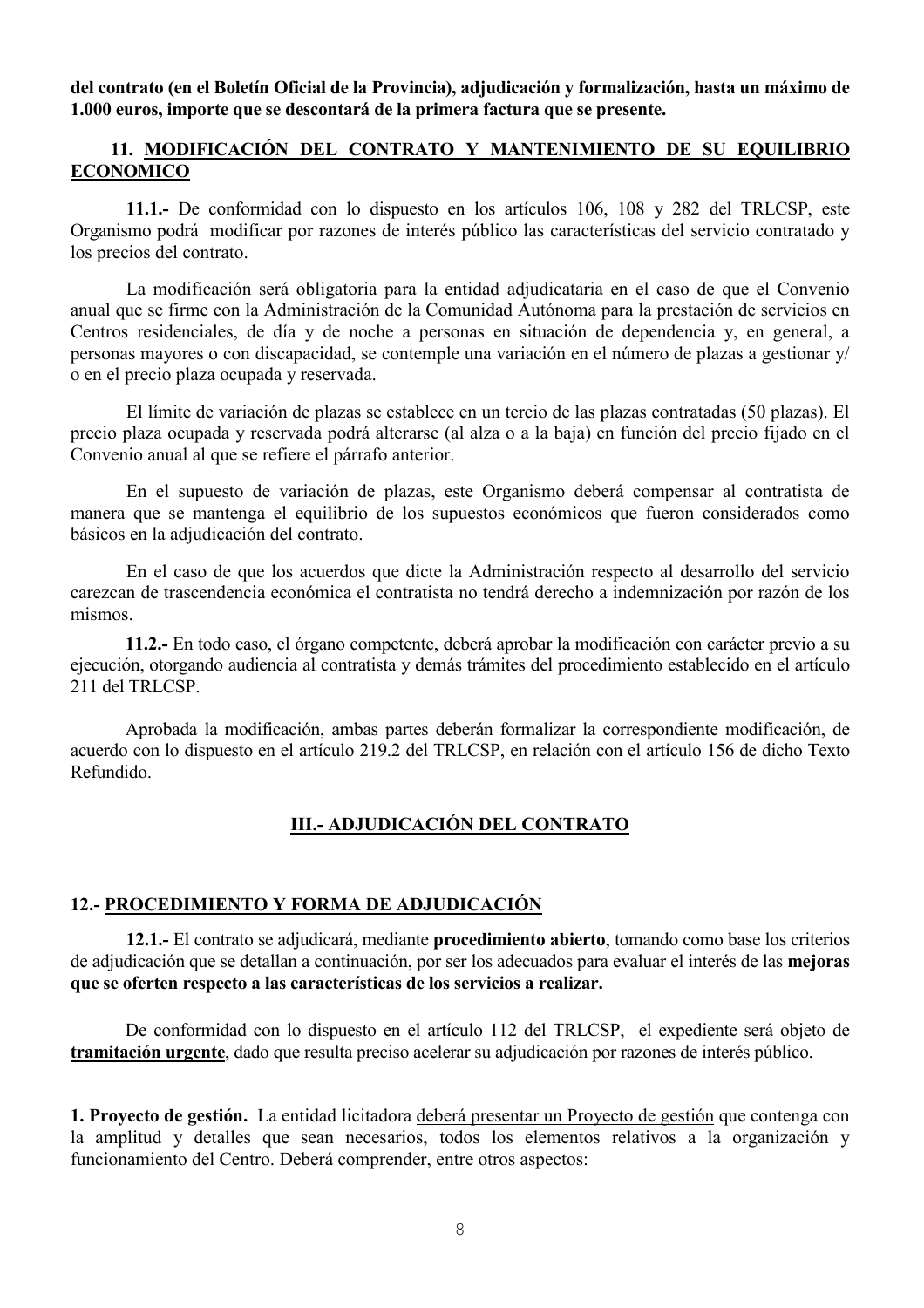**del contrato (en el Boletín Oficial de la Provincia), adjudicación y formalización, hasta un máximo de 1.000 euros, importe que se descontará de la primera factura que se presente.**

## 11. MODIFICACIÓN DEL CONTRATO Y MANTENIMIENTO DE SU EQUILIBRIO ECONOMICO

**11.1.-** De conformidad con lo dispuesto en los artículos 106, 108 y 282 del TRLCSP, este Organismo podrá modificar por razones de interés público las características del servicio contratado y los precios del contrato.

La modificación será obligatoria para la entidad adjudicataria en el caso de que el Convenio anual que se firme con la Administración de la Comunidad Autónoma para la prestación de servicios en Centros residenciales, de día y de noche a personas en situación de dependencia y, en general, a personas mayores o con discapacidad, se contemple una variación en el número de plazas a gestionar y/ o en el precio plaza ocupada y reservada.

El límite de variación de plazas se establece en un tercio de las plazas contratadas (50 plazas). El precio plaza ocupada y reservada podrá alterarse (al alza o a la baja) en función del precio fijado en el Convenio anual al que se refiere el párrafo anterior.

En el supuesto de variación de plazas, este Organismo deberá compensar al contratista de manera que se mantenga el equilibrio de los supuestos económicos que fueron considerados como básicos en la adjudicación del contrato.

En el caso de que los acuerdos que dicte la Administración respecto al desarrollo del servicio carezcan de trascendencia económica el contratista no tendrá derecho a indemnización por razón de los mismos.

**11.2.-** En todo caso, el órgano competente, deberá aprobar la modificación con carácter previo a su ejecución, otorgando audiencia al contratista y demás trámites del procedimiento establecido en el artículo 211 del TRLCSP.

Aprobada la modificación, ambas partes deberán formalizar la correspondiente modificación, de acuerdo con lo dispuesto en el artículo 219.2 del TRLCSP, en relación con el artículo 156 de dicho Texto Refundido.

# III.- ADJUDICACIÓN DEL CONTRATO

## 12.- PROCEDIMIENTO Y FORMA DE ADJUDICACIÓN

**12.1.-** El contrato se adjudicará, mediante **procedimiento abierto**, tomando como base los criterios de adjudicación que se detallan a continuación, por ser los adecuados para evaluar el interés de las **mejoras que se oferten respecto a las características de los servicios a realizar.**

De conformidad con lo dispuesto en el artículo 112 del TRLCSP, el expediente será objeto de **tramitación urgente**, dado que resulta preciso acelerar su adjudicación por razones de interés público.

**1. Proyecto de gestión.** La entidad licitadora deberá presentar un Proyecto de gestión que contenga con la amplitud y detalles que sean necesarios, todos los elementos relativos a la organización y funcionamiento del Centro. Deberá comprender, entre otros aspectos: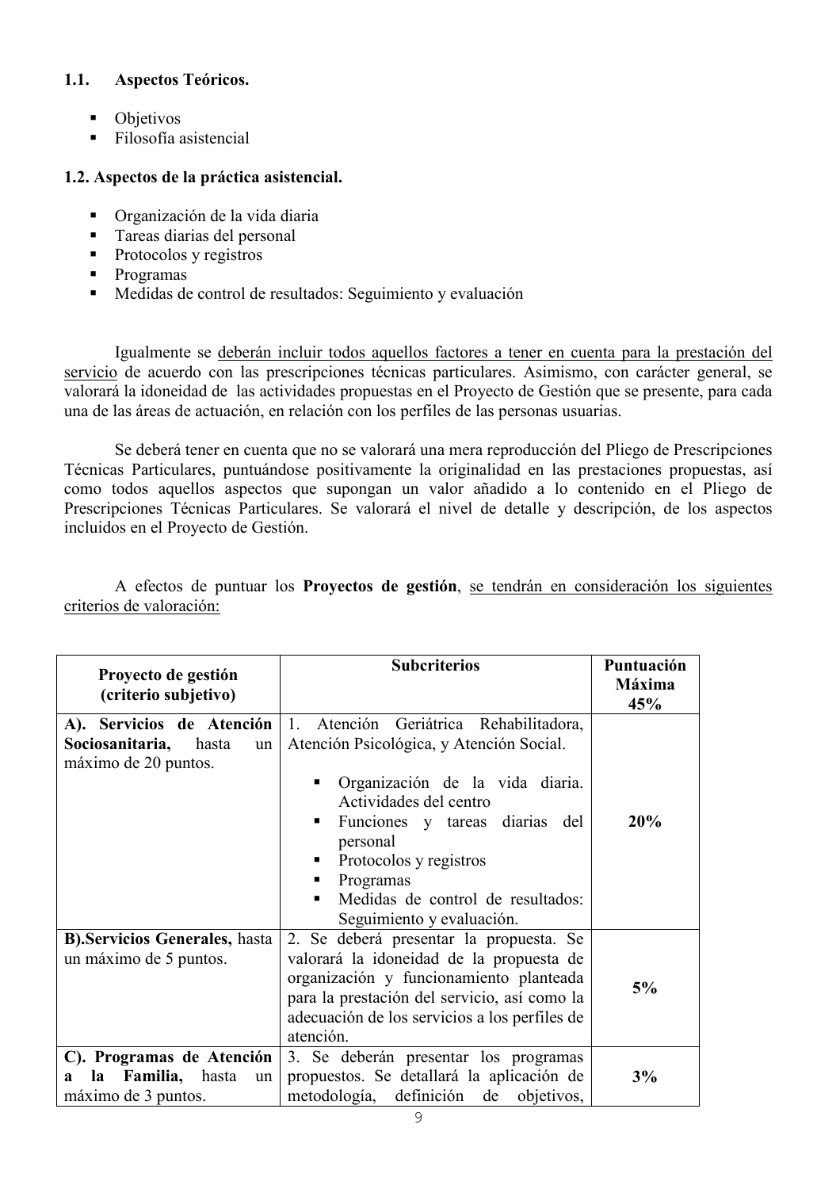### 1.1. Aspectos Teóricos.

- Objetivos
- Filosofía asistencial

### 1.2. Aspectos de la práctica asistencial.

- Organización de la vida diaria
- Tareas diarias del personal
- Protocolos y registros
- Programas
- Medidas de control de resultados: Seguimiento y evaluación

Igualmente se deberán incluir todos aquellos factores a tener en cuenta para la prestación del servicio de acuerdo con las prescripciones técnicas particulares. Asimismo, con carácter general, se valorará la idoneidad de las actividades propuestas en el Proyecto de Gestión que se presente, para cada una de las áreas de actuación, en relación con los perfiles de las personas usuarias.

Se deberá tener en cuenta que no se valorará una mera reproducción del Pliego de Prescripciones Técnicas Particulares, puntuándose positivamente la originalidad en las prestaciones propuestas, así como todos aquellos aspectos que supongan un valor añadido a lo contenido en el Pliego de Prescripciones Técnicas Particulares. Se valorará el nivel de detalle y descripción, de los aspectos incluidos en el Proyecto de Gestión.

A efectos de puntuar los **Proyectos de gestión**, se tendrán en consideración los siguientes criterios de valoración:

| Proyecto de gestión (criterio subjetivo) | Subcriterios | Puntuación Máxima 45% |
|---|---|---|
| **A). Servicios de Atención Sociosanitaria,** hasta un máximo de 20 puntos. | 1. Atención Geriátrica Rehabilitadora, Atención Psicológica, y Atención Social.<br>▪ Organización de la vida diaria. Actividades del centro<br>▪ Funciones y tareas diarias del personal<br>▪ Protocolos y registros<br>▪ Programas<br>▪ Medidas de control de resultados: Seguimiento y evaluación. | **20%** |
| **B).Servicios Generales,** hasta un máximo de 5 puntos. | 2. Se deberá presentar la propuesta. Se valorará la idoneidad de la propuesta de organización y funcionamiento planteada para la prestación del servicio, así como la adecuación de los servicios a los perfiles de atención. | **5%** |
| **C). Programas de Atención a la Familia,** hasta un máximo de 3 puntos. | 3. Se deberán presentar los programas propuestos. Se detallará la aplicación de metodología, definición de objetivos, | **3%** |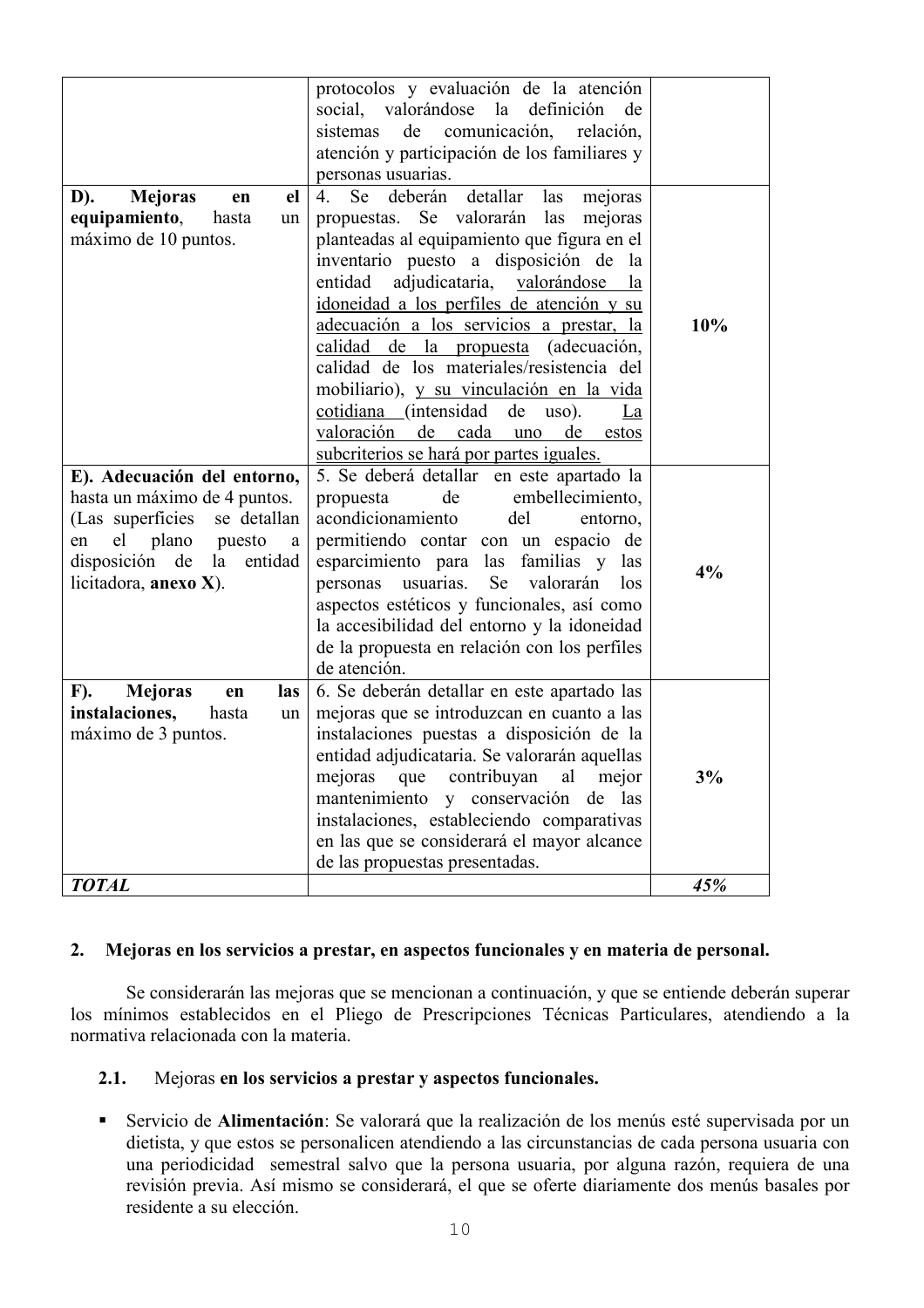| | | |
|---|---|---|
| | protocolos y evaluación de la atención social, valorándose la definición de sistemas de comunicación, relación, atención y participación de los familiares y personas usuarias. | |
| **D). Mejoras en el equipamiento**, hasta un máximo de 10 puntos. | 4. Se deberán detallar las mejoras propuestas. Se valorarán las mejoras planteadas al equipamiento que figura en el inventario puesto a disposición de la entidad adjudicataria, valorándose la idoneidad a los perfiles de atención y su adecuación a los servicios a prestar, la calidad de la propuesta (adecuación, calidad de los materiales/resistencia del mobiliario), y su vinculación en la vida cotidiana (intensidad de uso). La valoración de cada uno de estos subcriterios se hará por partes iguales. | **10%** |
| **E). Adecuación del entorno,** hasta un máximo de 4 puntos. (Las superficies se detallan en el plano puesto a disposición de la entidad licitadora, **anexo X**). | 5. Se deberá detallar en este apartado la propuesta de embellecimiento, acondicionamiento del entorno, permitiendo contar con un espacio de esparcimiento para las familias y las personas usuarias. Se valorarán los aspectos estéticos y funcionales, así como la accesibilidad del entorno y la idoneidad de la propuesta en relación con los perfiles de atención. | **4%** |
| **F). Mejoras en las instalaciones,** hasta un máximo de 3 puntos. | 6. Se deberán detallar en este apartado las mejoras que se introduzcan en cuanto a las instalaciones puestas a disposición de la entidad adjudicataria. Se valorarán aquellas mejoras que contribuyan al mejor mantenimiento y conservación de las instalaciones, estableciendo comparativas en las que se considerará el mayor alcance de las propuestas presentadas. | **3%** |
| ***TOTAL*** | | ***45%*** |

## 2. Mejoras en los servicios a prestar, en aspectos funcionales y en materia de personal.

Se considerarán las mejoras que se mencionan a continuación, y que se entiende deberán superar los mínimos establecidos en el Pliego de Prescripciones Técnicas Particulares, atendiendo a la normativa relacionada con la materia.

### 2.1. Mejoras **en los servicios a prestar y aspectos funcionales.**

- Servicio de **Alimentación**: Se valorará que la realización de los menús esté supervisada por un dietista, y que estos se personalicen atendiendo a las circunstancias de cada persona usuaria con una periodicidad semestral salvo que la persona usuaria, por alguna razón, requiera de una revisión previa. Así mismo se considerará, el que se oferte diariamente dos menús basales por residente a su elección.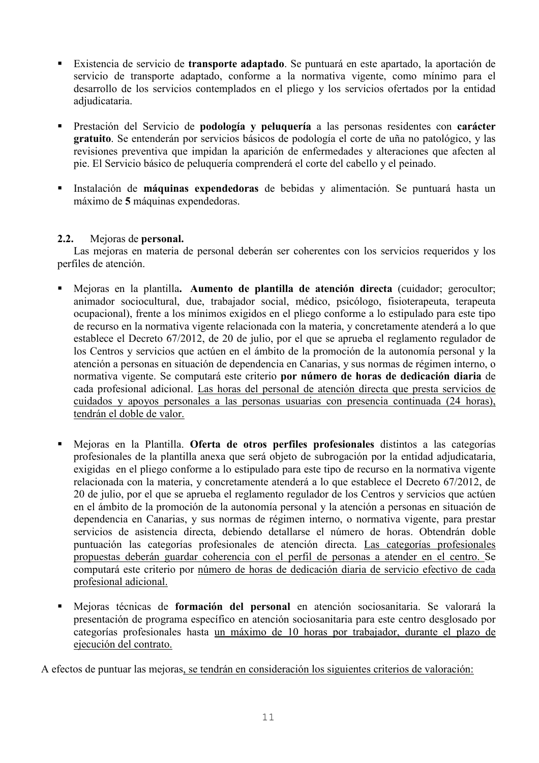- Existencia de servicio de **transporte adaptado**. Se puntuará en este apartado, la aportación de servicio de transporte adaptado, conforme a la normativa vigente, como mínimo para el desarrollo de los servicios contemplados en el pliego y los servicios ofertados por la entidad adjudicataria.

- Prestación del Servicio de **podología y peluquería** a las personas residentes con **carácter gratuito**. Se entenderán por servicios básicos de podología el corte de uña no patológico, y las revisiones preventiva que impidan la aparición de enfermedades y alteraciones que afecten al pie. El Servicio básico de peluquería comprenderá el corte del cabello y el peinado.

- Instalación de **máquinas expendedoras** de bebidas y alimentación. Se puntuará hasta un máximo de **5** máquinas expendedoras.

**2.2.** Mejoras de **personal.**

Las mejoras en materia de personal deberán ser coherentes con los servicios requeridos y los perfiles de atención.

- Mejoras en la plantilla**. Aumento de plantilla de atención directa** (cuidador; gerocultor; animador sociocultural, due, trabajador social, médico, psicólogo, fisioterapeuta, terapeuta ocupacional), frente a los mínimos exigidos en el pliego conforme a lo estipulado para este tipo de recurso en la normativa vigente relacionada con la materia, y concretamente atenderá a lo que establece el Decreto 67/2012, de 20 de julio, por el que se aprueba el reglamento regulador de los Centros y servicios que actúen en el ámbito de la promoción de la autonomía personal y la atención a personas en situación de dependencia en Canarias, y sus normas de régimen interno, o normativa vigente. Se computará este criterio **por número de horas de dedicación diaria** de cada profesional adicional. <u>Las horas del personal de atención directa que presta servicios de cuidados y apoyos personales a las personas usuarias con presencia continuada (24 horas), tendrán el doble de valor.</u>

- Mejoras en la Plantilla. **Oferta de otros perfiles profesionales** distintos a las categorías profesionales de la plantilla anexa que será objeto de subrogación por la entidad adjudicataria, exigidas en el pliego conforme a lo estipulado para este tipo de recurso en la normativa vigente relacionada con la materia, y concretamente atenderá a lo que establece el Decreto 67/2012, de 20 de julio, por el que se aprueba el reglamento regulador de los Centros y servicios que actúen en el ámbito de la promoción de la autonomía personal y la atención a personas en situación de dependencia en Canarias, y sus normas de régimen interno, o normativa vigente, para prestar servicios de asistencia directa, debiendo detallarse el número de horas. Obtendrán doble puntuación las categorías profesionales de atención directa. <u>Las categorías profesionales propuestas deberán guardar coherencia con el perfil de personas a atender en el centro.</u> Se computará este criterio por <u>número de horas de dedicación diaria de servicio efectivo de cada profesional adicional.</u>

- Mejoras técnicas de **formación del personal** en atención sociosanitaria. Se valorará la presentación de programa específico en atención sociosanitaria para este centro desglosado por categorías profesionales hasta <u>un máximo de 10 horas por trabajador, durante el plazo de ejecución del contrato.</u>

A efectos de puntuar las mejoras<u>, se tendrán en consideración los siguientes criterios de valoración:</u>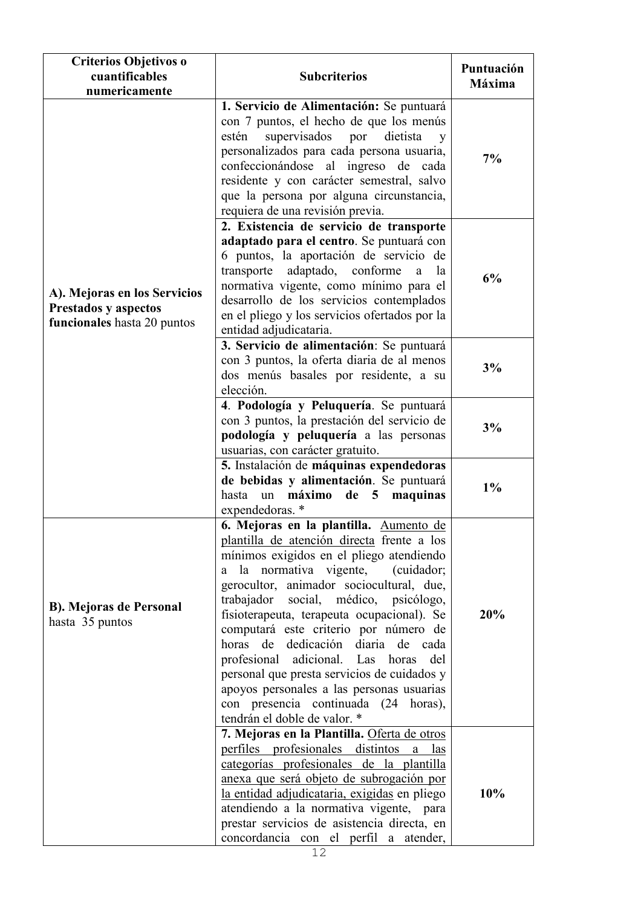| Criterios Objetivos o cuantificables numericamente | Subcriterios | Puntuación Máxima |
|---|---|---|
| **A). Mejoras en los Servicios Prestados y aspectos funcionales** hasta 20 puntos | **1. Servicio de Alimentación:** Se puntuará con 7 puntos, el hecho de que los menús estén supervisados por dietista y personalizados para cada persona usuaria, confeccionándose al ingreso de cada residente y con carácter semestral, salvo que la persona por alguna circunstancia, requiera de una revisión previa. | **7%** |
| | **2. Existencia de servicio de transporte adaptado para el centro**. Se puntuará con 6 puntos, la aportación de servicio de transporte adaptado, conforme a la normativa vigente, como mínimo para el desarrollo de los servicios contemplados en el pliego y los servicios ofertados por la entidad adjudicataria. | **6%** |
| | **3. Servicio de alimentación**: Se puntuará con 3 puntos, la oferta diaria de al menos dos menús basales por residente, a su elección. | **3%** |
| | **4**. **Podología y Peluquería**. Se puntuará con 3 puntos, la prestación del servicio de **podología y peluquería** a las personas usuarias, con carácter gratuito. | **3%** |
| | **5.** Instalación de **máquinas expendedoras de bebidas y alimentación**. Se puntuará hasta un **máximo de 5 maquinas** expendedoras. * | **1%** |
| **B). Mejoras de Personal** hasta 35 puntos | **6. Mejoras en la plantilla.** Aumento de plantilla de atención directa frente a los mínimos exigidos en el pliego atendiendo a la normativa vigente, (cuidador; gerocultor, animador sociocultural, due, trabajador social, médico, psicólogo, fisioterapeuta, terapeuta ocupacional). Se computará este criterio por número de horas de dedicación diaria de cada profesional adicional. Las horas del personal que presta servicios de cuidados y apoyos personales a las personas usuarias con presencia continuada (24 horas), tendrán el doble de valor. * | **20%** |
| | **7. Mejoras en la Plantilla.** Oferta de otros perfiles profesionales distintos a las categorías profesionales de la plantilla anexa que será objeto de subrogación por la entidad adjudicataria, exigidas en pliego atendiendo a la normativa vigente, para prestar servicios de asistencia directa, en concordancia con el perfil a atender, | **10%** |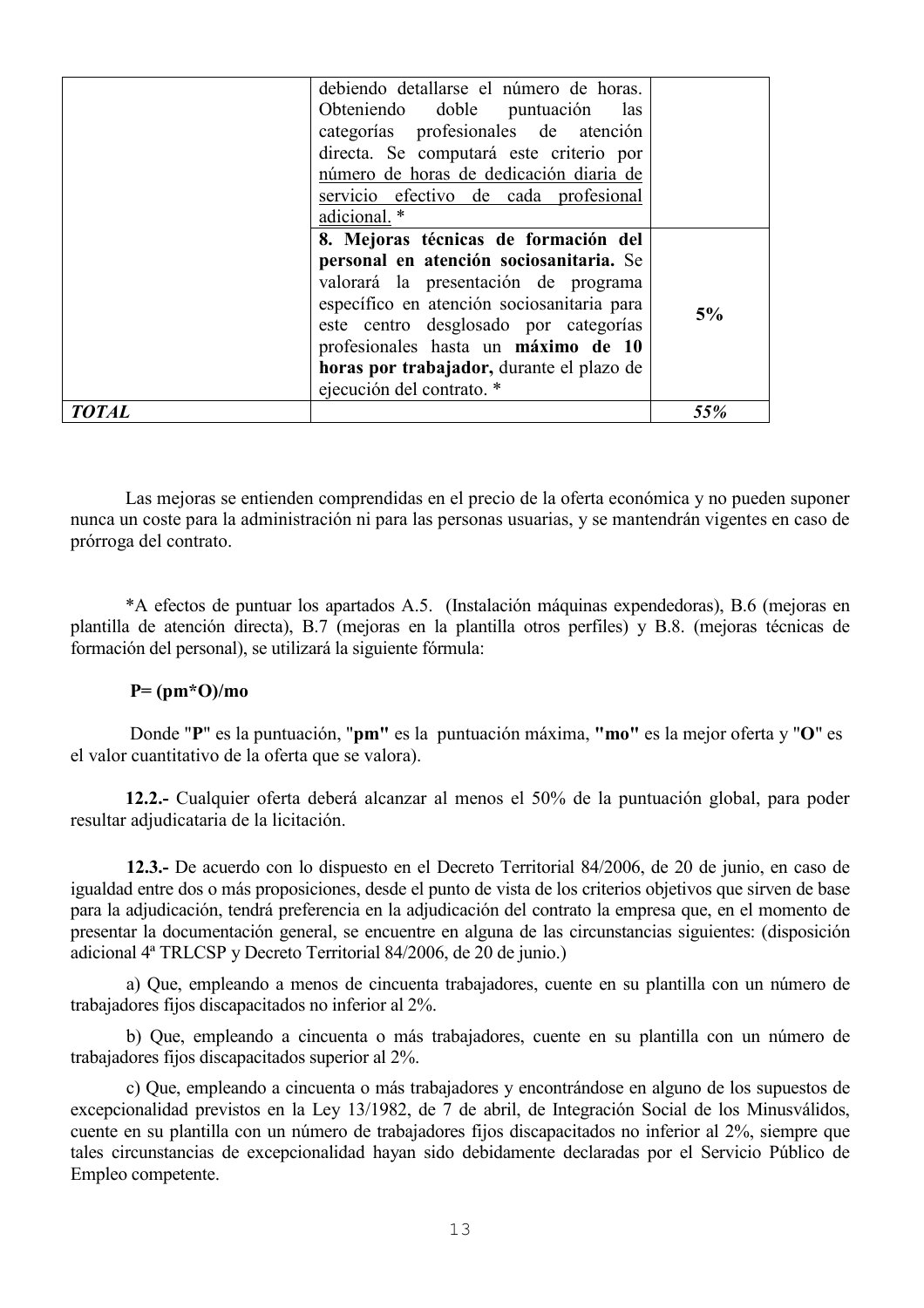| | | |
|---|---|---|
| | debiendo detallarse el número de horas. Obteniendo doble puntuación las categorías profesionales de atención directa. Se computará este criterio por número de horas de dedicación diaria de servicio efectivo de cada profesional adicional. * | |
| | **8. Mejoras técnicas de formación del personal en atención sociosanitaria.** Se valorará la presentación de programa específico en atención sociosanitaria para este centro desglosado por categorías profesionales hasta un **máximo de 10 horas por trabajador,** durante el plazo de ejecución del contrato. * | **5%** |
| ***TOTAL*** | | ***55%*** |

Las mejoras se entienden comprendidas en el precio de la oferta económica y no pueden suponer nunca un coste para la administración ni para las personas usuarias, y se mantendrán vigentes en caso de prórroga del contrato.

*A efectos de puntuar los apartados A.5. (Instalación máquinas expendedoras), B.6 (mejoras en plantilla de atención directa), B.7 (mejoras en la plantilla otros perfiles) y B.8. (mejoras técnicas de formación del personal), se utilizará la siguiente fórmula:

**P= (pm*O)/mo**

Donde "**P**" es la puntuación, "**pm**" es la puntuación máxima, **"mo"** es la mejor oferta y "**O**" es el valor cuantitativo de la oferta que se valora).

**12.2.-** Cualquier oferta deberá alcanzar al menos el 50% de la puntuación global, para poder resultar adjudicataria de la licitación.

**12.3.-** De acuerdo con lo dispuesto en el Decreto Territorial 84/2006, de 20 de junio, en caso de igualdad entre dos o más proposiciones, desde el punto de vista de los criterios objetivos que sirven de base para la adjudicación, tendrá preferencia en la adjudicación del contrato la empresa que, en el momento de presentar la documentación general, se encuentre en alguna de las circunstancias siguientes: (disposición adicional 4ª TRLCSP y Decreto Territorial 84/2006, de 20 de junio.)

a) Que, empleando a menos de cincuenta trabajadores, cuente en su plantilla con un número de trabajadores fijos discapacitados no inferior al 2%.

b) Que, empleando a cincuenta o más trabajadores, cuente en su plantilla con un número de trabajadores fijos discapacitados superior al 2%.

c) Que, empleando a cincuenta o más trabajadores y encontrándose en alguno de los supuestos de excepcionalidad previstos en la Ley 13/1982, de 7 de abril, de Integración Social de los Minusválidos, cuente en su plantilla con un número de trabajadores fijos discapacitados no inferior al 2%, siempre que tales circunstancias de excepcionalidad hayan sido debidamente declaradas por el Servicio Público de Empleo competente.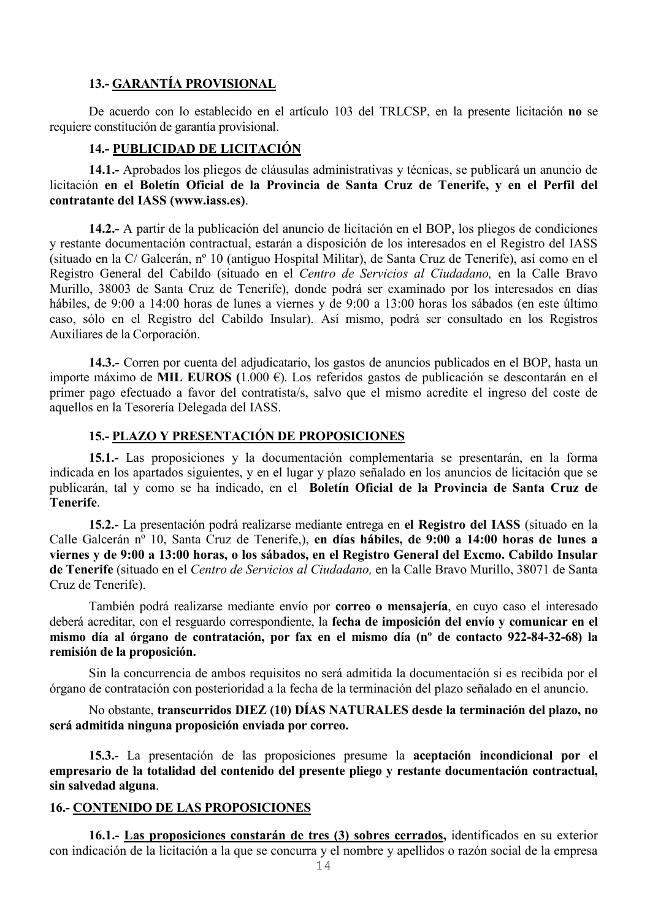### 13.- <u>GARANTÍA PROVISIONAL</u>

De acuerdo con lo establecido en el artículo 103 del TRLCSP, en la presente licitación **no** se requiere constitución de garantía provisional.

### 14.- <u>PUBLICIDAD DE LICITACIÓN</u>

**14.1.-** Aprobados los pliegos de cláusulas administrativas y técnicas, se publicará un anuncio de licitación **en el Boletín Oficial de la Provincia de Santa Cruz de Tenerife, y en el Perfil del contratante del IASS (www.iass.es)**.

**14.2.-** A partir de la publicación del anuncio de licitación en el BOP, los pliegos de condiciones y restante documentación contractual, estarán a disposición de los interesados en el Registro del IASS (situado en la C/ Galcerán, nº 10 (antiguo Hospital Militar), de Santa Cruz de Tenerife), así como en el Registro General del Cabildo (situado en el *Centro de Servicios al Ciudadano,* en la Calle Bravo Murillo, 38003 de Santa Cruz de Tenerife), donde podrá ser examinado por los interesados en días hábiles, de 9:00 a 14:00 horas de lunes a viernes y de 9:00 a 13:00 horas los sábados (en este último caso, sólo en el Registro del Cabildo Insular). Así mismo, podrá ser consultado en los Registros Auxiliares de la Corporación.

**14.3.-** Corren por cuenta del adjudicatario, los gastos de anuncios publicados en el BOP, hasta un importe máximo de **MIL EUROS (**1.000 €). Los referidos gastos de publicación se descontarán en el primer pago efectuado a favor del contratista/s, salvo que el mismo acredite el ingreso del coste de aquellos en la Tesorería Delegada del IASS.

### 15.- <u>PLAZO Y PRESENTACIÓN DE PROPOSICIONES</u>

**15.1.-** Las proposiciones y la documentación complementaria se presentarán, en la forma indicada en los apartados siguientes, y en el lugar y plazo señalado en los anuncios de licitación que se publicarán, tal y como se ha indicado, en el **Boletín Oficial de la Provincia de Santa Cruz de Tenerife**.

**15.2.-** La presentación podrá realizarse mediante entrega en **el Registro del IASS** (situado en la Calle Galcerán nº 10, Santa Cruz de Tenerife,), **en días hábiles, de 9:00 a 14:00 horas de lunes a viernes y de 9:00 a 13:00 horas, o los sábados, en el Registro General del Excmo. Cabildo Insular de Tenerife** (situado en el *Centro de Servicios al Ciudadano,* en la Calle Bravo Murillo, 38071 de Santa Cruz de Tenerife).

También podrá realizarse mediante envío por **correo o mensajería**, en cuyo caso el interesado deberá acreditar, con el resguardo correspondiente, la **fecha de imposición del envío y comunicar en el mismo día al órgano de contratación, por fax en el mismo día (nº de contacto 922-84-32-68) la remisión de la proposición.**

Sin la concurrencia de ambos requisitos no será admitida la documentación si es recibida por el órgano de contratación con posterioridad a la fecha de la terminación del plazo señalado en el anuncio.

No obstante, **transcurridos DIEZ (10) DÍAS NATURALES desde la terminación del plazo, no será admitida ninguna proposición enviada por correo.**

**15.3.-** La presentación de las proposiciones presume la **aceptación incondicional por el empresario de la totalidad del contenido del presente pliego y restante documentación contractual, sin salvedad alguna**.

### 16.- <u>CONTENIDO DE LAS PROPOSICIONES</u>

**16.1.-** **<u>Las proposiciones constarán de tres (3) sobres cerrados,</u>** identificados en su exterior con indicación de la licitación a la que se concurra y el nombre y apellidos o razón social de la empresa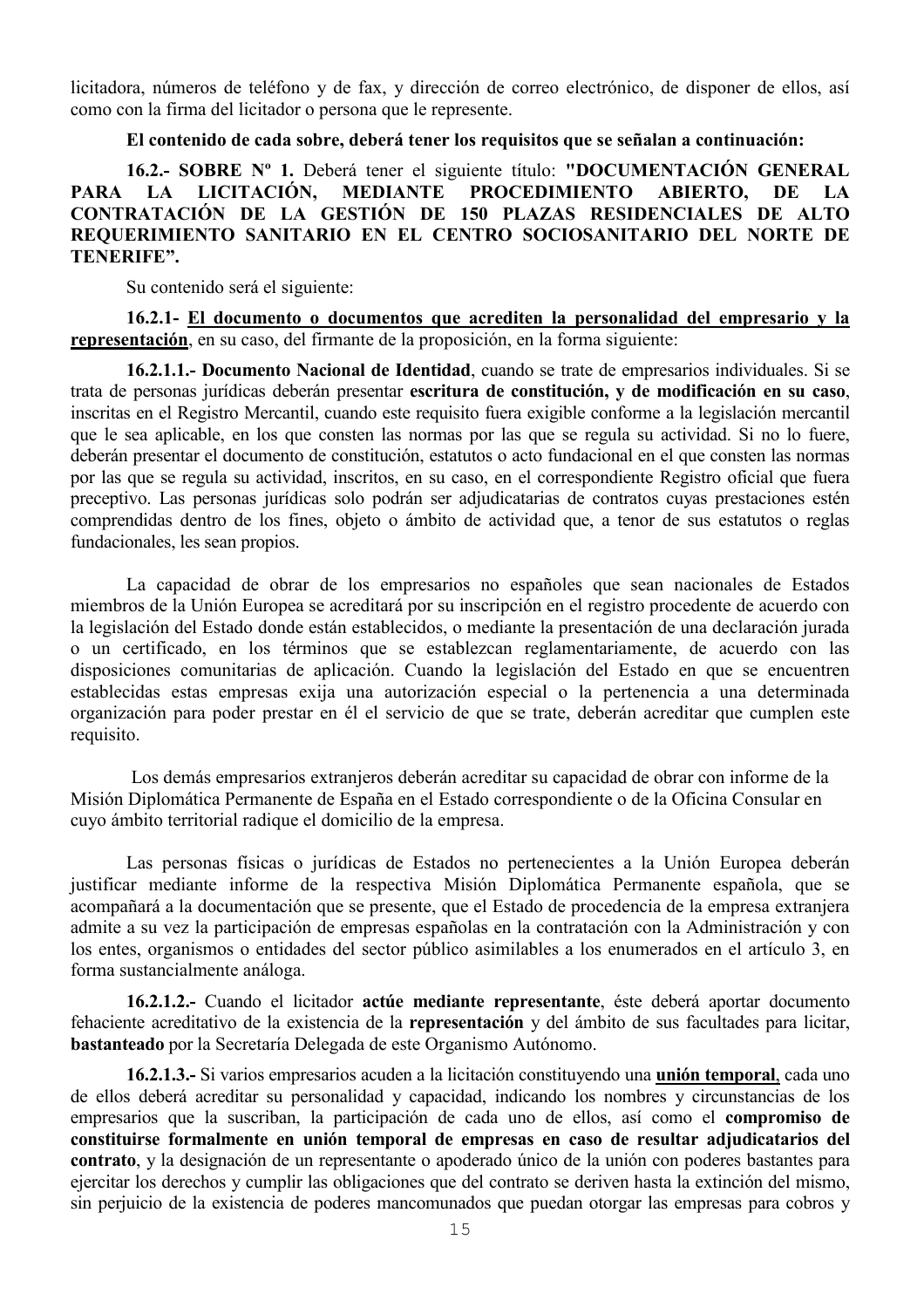licitadora, números de teléfono y de fax, y dirección de correo electrónico, de disponer de ellos, así como con la firma del licitador o persona que le represente.

**El contenido de cada sobre, deberá tener los requisitos que se señalan a continuación:**

**16.2.- SOBRE Nº 1.** Deberá tener el siguiente título: **"DOCUMENTACIÓN GENERAL PARA LA LICITACIÓN, MEDIANTE PROCEDIMIENTO ABIERTO, DE LA CONTRATACIÓN DE LA GESTIÓN DE 150 PLAZAS RESIDENCIALES DE ALTO REQUERIMIENTO SANITARIO EN EL CENTRO SOCIOSANITARIO DEL NORTE DE TENERIFE".**

Su contenido será el siguiente:

**16.2.1-** **El documento o documentos que acrediten la personalidad del empresario y la representación**, en su caso, del firmante de la proposición, en la forma siguiente:

**16.2.1.1.- Documento Nacional de Identidad**, cuando se trate de empresarios individuales. Si se trata de personas jurídicas deberán presentar **escritura de constitución, y de modificación en su caso**, inscritas en el Registro Mercantil, cuando este requisito fuera exigible conforme a la legislación mercantil que le sea aplicable, en los que consten las normas por las que se regula su actividad. Si no lo fuere, deberán presentar el documento de constitución, estatutos o acto fundacional en el que consten las normas por las que se regula su actividad, inscritos, en su caso, en el correspondiente Registro oficial que fuera preceptivo. Las personas jurídicas solo podrán ser adjudicatarias de contratos cuyas prestaciones estén comprendidas dentro de los fines, objeto o ámbito de actividad que, a tenor de sus estatutos o reglas fundacionales, les sean propios.

La capacidad de obrar de los empresarios no españoles que sean nacionales de Estados miembros de la Unión Europea se acreditará por su inscripción en el registro procedente de acuerdo con la legislación del Estado donde están establecidos, o mediante la presentación de una declaración jurada o un certificado, en los términos que se establezcan reglamentariamente, de acuerdo con las disposiciones comunitarias de aplicación. Cuando la legislación del Estado en que se encuentren establecidas estas empresas exija una autorización especial o la pertenencia a una determinada organización para poder prestar en él el servicio de que se trate, deberán acreditar que cumplen este requisito.

Los demás empresarios extranjeros deberán acreditar su capacidad de obrar con informe de la Misión Diplomática Permanente de España en el Estado correspondiente o de la Oficina Consular en cuyo ámbito territorial radique el domicilio de la empresa.

Las personas físicas o jurídicas de Estados no pertenecientes a la Unión Europea deberán justificar mediante informe de la respectiva Misión Diplomática Permanente española, que se acompañará a la documentación que se presente, que el Estado de procedencia de la empresa extranjera admite a su vez la participación de empresas españolas en la contratación con la Administración y con los entes, organismos o entidades del sector público asimilables a los enumerados en el artículo 3, en forma sustancialmente análoga.

**16.2.1.2.-** Cuando el licitador **actúe mediante representante**, éste deberá aportar documento fehaciente acreditativo de la existencia de la **representación** y del ámbito de sus facultades para licitar, **bastanteado** por la Secretaría Delegada de este Organismo Autónomo.

**16.2.1.3.-** Si varios empresarios acuden a la licitación constituyendo una **unión temporal**, cada uno de ellos deberá acreditar su personalidad y capacidad, indicando los nombres y circunstancias de los empresarios que la suscriban, la participación de cada uno de ellos, así como el **compromiso de constituirse formalmente en unión temporal de empresas en caso de resultar adjudicatarios del contrato**, y la designación de un representante o apoderado único de la unión con poderes bastantes para ejercitar los derechos y cumplir las obligaciones que del contrato se deriven hasta la extinción del mismo, sin perjuicio de la existencia de poderes mancomunados que puedan otorgar las empresas para cobros y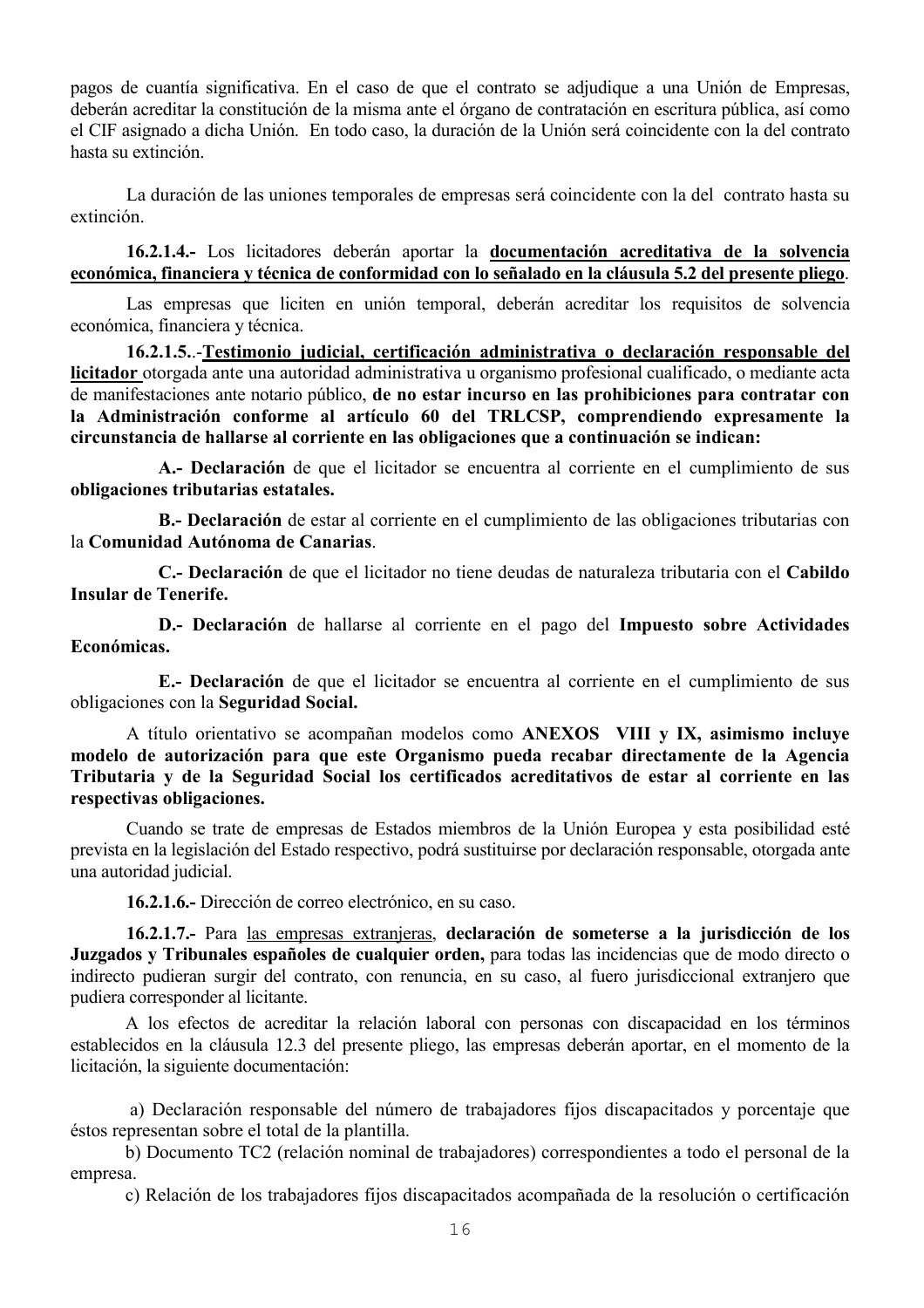pagos de cuantía significativa. En el caso de que el contrato se adjudique a una Unión de Empresas, deberán acreditar la constitución de la misma ante el órgano de contratación en escritura pública, así como el CIF asignado a dicha Unión. En todo caso, la duración de la Unión será coincidente con la del contrato hasta su extinción.

La duración de las uniones temporales de empresas será coincidente con la del contrato hasta su extinción.

**16.2.1.4.-** Los licitadores deberán aportar la **documentación acreditativa de la solvencia económica, financiera y técnica de conformidad con lo señalado en la cláusula 5.2 del presente pliego**.

Las empresas que liciten en unión temporal, deberán acreditar los requisitos de solvencia económica, financiera y técnica.

**16.2.1.5.**.-**Testimonio judicial, certificación administrativa o declaración responsable del licitador** otorgada ante una autoridad administrativa u organismo profesional cualificado, o mediante acta de manifestaciones ante notario público, **de no estar incurso en las prohibiciones para contratar con la Administración conforme al artículo 60 del TRLCSP, comprendiendo expresamente la circunstancia de hallarse al corriente en las obligaciones que a continuación se indican:**

**A.- Declaración** de que el licitador se encuentra al corriente en el cumplimiento de sus **obligaciones tributarias estatales.**

**B.- Declaración** de estar al corriente en el cumplimiento de las obligaciones tributarias con la **Comunidad Autónoma de Canarias**.

**C.- Declaración** de que el licitador no tiene deudas de naturaleza tributaria con el **Cabildo Insular de Tenerife.**

**D.- Declaración** de hallarse al corriente en el pago del **Impuesto sobre Actividades Económicas.**

**E.- Declaración** de que el licitador se encuentra al corriente en el cumplimiento de sus obligaciones con la **Seguridad Social.**

A título orientativo se acompañan modelos como **ANEXOS VIII y IX, asimismo incluye modelo de autorización para que este Organismo pueda recabar directamente de la Agencia Tributaria y de la Seguridad Social los certificados acreditativos de estar al corriente en las respectivas obligaciones.**

Cuando se trate de empresas de Estados miembros de la Unión Europea y esta posibilidad esté prevista en la legislación del Estado respectivo, podrá sustituirse por declaración responsable, otorgada ante una autoridad judicial.

**16.2.1.6.-** Dirección de correo electrónico, en su caso.

**16.2.1.7.-** Para las empresas extranjeras, **declaración de someterse a la jurisdicción de los Juzgados y Tribunales españoles de cualquier orden,** para todas las incidencias que de modo directo o indirecto pudieran surgir del contrato, con renuncia, en su caso, al fuero jurisdiccional extranjero que pudiera corresponder al licitante.

A los efectos de acreditar la relación laboral con personas con discapacidad en los términos establecidos en la cláusula 12.3 del presente pliego, las empresas deberán aportar, en el momento de la licitación, la siguiente documentación:

a) Declaración responsable del número de trabajadores fijos discapacitados y porcentaje que éstos representan sobre el total de la plantilla.

b) Documento TC2 (relación nominal de trabajadores) correspondientes a todo el personal de la empresa.

c) Relación de los trabajadores fijos discapacitados acompañada de la resolución o certificación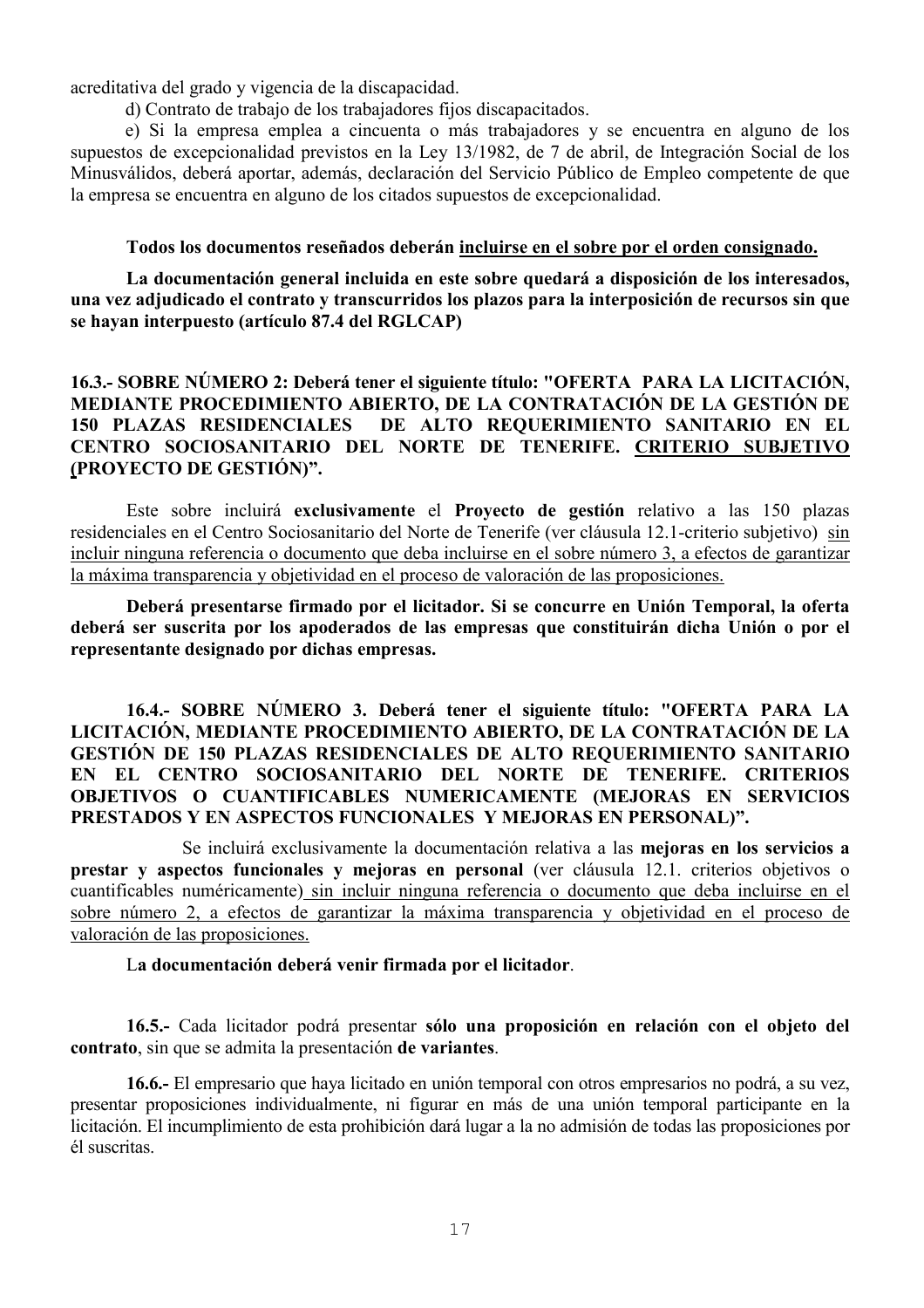acreditativa del grado y vigencia de la discapacidad.

d) Contrato de trabajo de los trabajadores fijos discapacitados.

e) Si la empresa emplea a cincuenta o más trabajadores y se encuentra en alguno de los supuestos de excepcionalidad previstos en la Ley 13/1982, de 7 de abril, de Integración Social de los Minusválidos, deberá aportar, además, declaración del Servicio Público de Empleo competente de que la empresa se encuentra en alguno de los citados supuestos de excepcionalidad.

**Todos los documentos reseñados deberán incluirse en el sobre por el orden consignado.**

**La documentación general incluida en este sobre quedará a disposición de los interesados, una vez adjudicado el contrato y transcurridos los plazos para la interposición de recursos sin que se hayan interpuesto (artículo 87.4 del RGLCAP)**

**16.3.- SOBRE NÚMERO 2: Deberá tener el siguiente título: "OFERTA PARA LA LICITACIÓN, MEDIANTE PROCEDIMIENTO ABIERTO, DE LA CONTRATACIÓN DE LA GESTIÓN DE 150 PLAZAS RESIDENCIALES DE ALTO REQUERIMIENTO SANITARIO EN EL CENTRO SOCIOSANITARIO DEL NORTE DE TENERIFE. CRITERIO SUBJETIVO (PROYECTO DE GESTIÓN)".**

Este sobre incluirá **exclusivamente** el **Proyecto de gestión** relativo a las 150 plazas residenciales en el Centro Sociosanitario del Norte de Tenerife (ver cláusula 12.1-criterio subjetivo) sin incluir ninguna referencia o documento que deba incluirse en el sobre número 3, a efectos de garantizar la máxima transparencia y objetividad en el proceso de valoración de las proposiciones.

**Deberá presentarse firmado por el licitador. Si se concurre en Unión Temporal, la oferta deberá ser suscrita por los apoderados de las empresas que constituirán dicha Unión o por el representante designado por dichas empresas.**

**16.4.- SOBRE NÚMERO 3. Deberá tener el siguiente título: "OFERTA PARA LA LICITACIÓN, MEDIANTE PROCEDIMIENTO ABIERTO, DE LA CONTRATACIÓN DE LA GESTIÓN DE 150 PLAZAS RESIDENCIALES DE ALTO REQUERIMIENTO SANITARIO EN EL CENTRO SOCIOSANITARIO DEL NORTE DE TENERIFE. CRITERIOS OBJETIVOS O CUANTIFICABLES NUMERICAMENTE (MEJORAS EN SERVICIOS PRESTADOS Y EN ASPECTOS FUNCIONALES Y MEJORAS EN PERSONAL)".**

Se incluirá exclusivamente la documentación relativa a las **mejoras en los servicios a prestar y aspectos funcionales y mejoras en personal** (ver cláusula 12.1. criterios objetivos o cuantificables numéricamente) sin incluir ninguna referencia o documento que deba incluirse en el sobre número 2, a efectos de garantizar la máxima transparencia y objetividad en el proceso de valoración de las proposiciones.

L**a documentación deberá venir firmada por el licitador**.

**16.5.-** Cada licitador podrá presentar **sólo una proposición en relación con el objeto del contrato**, sin que se admita la presentación **de variantes**.

**16.6.-** El empresario que haya licitado en unión temporal con otros empresarios no podrá, a su vez, presentar proposiciones individualmente, ni figurar en más de una unión temporal participante en la licitación. El incumplimiento de esta prohibición dará lugar a la no admisión de todas las proposiciones por él suscritas.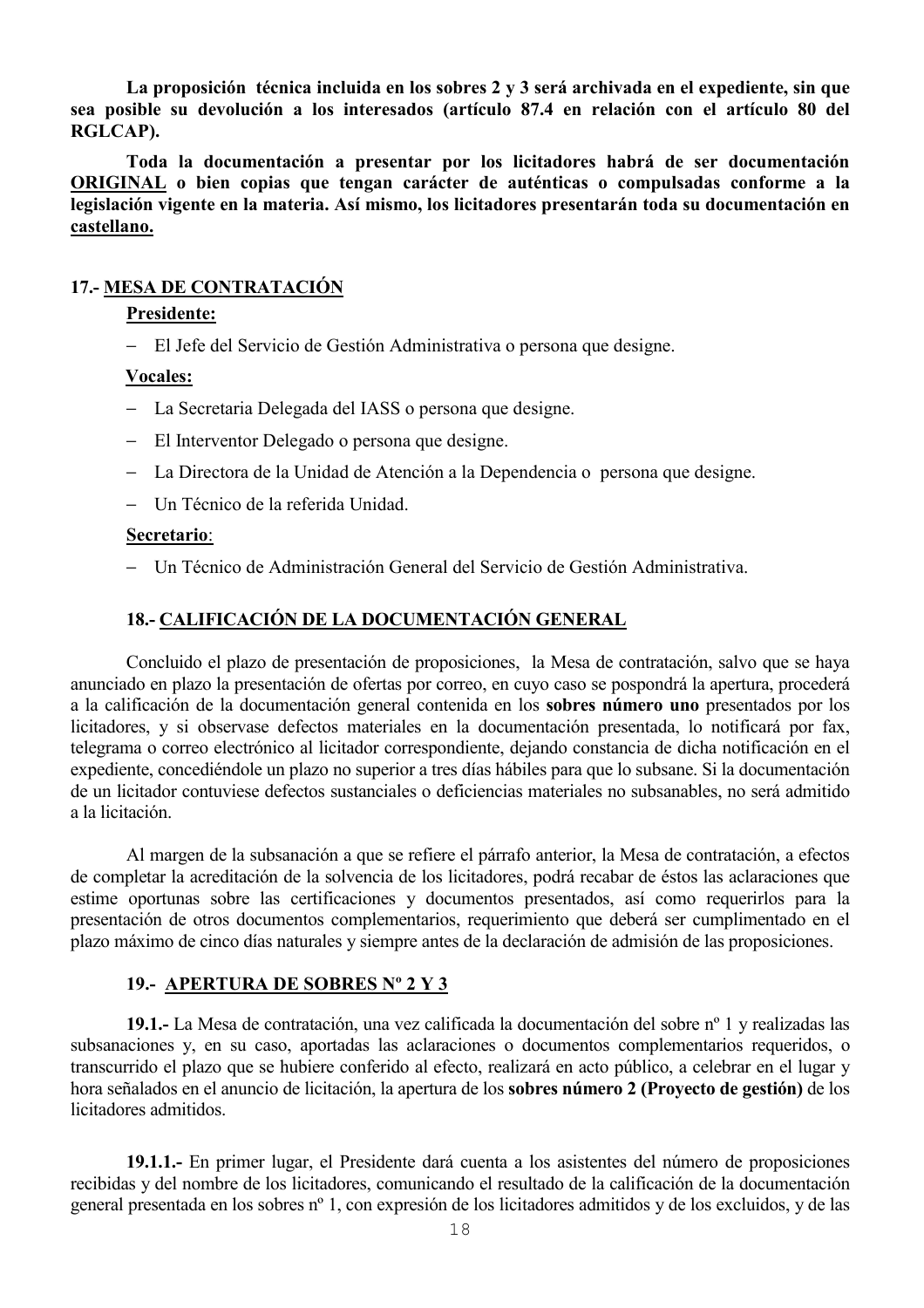**La proposición técnica incluida en los sobres 2 y 3 será archivada en el expediente, sin que sea posible su devolución a los interesados (artículo 87.4 en relación con el artículo 80 del RGLCAP).**

**Toda la documentación a presentar por los licitadores habrá de ser documentación <u>ORIGINAL</u> o bien copias que tengan carácter de auténticas o compulsadas conforme a la legislación vigente en la materia. Así mismo, los licitadores presentarán toda su documentación en <u>castellano.</u>**

## 17.- <u>MESA DE CONTRATACIÓN</u>

**<u>Presidente:</u>**

- El Jefe del Servicio de Gestión Administrativa o persona que designe.

**<u>Vocales:</u>**

- La Secretaria Delegada del IASS o persona que designe.
- El Interventor Delegado o persona que designe.
- La Directora de la Unidad de Atención a la Dependencia o persona que designe.
- Un Técnico de la referida Unidad.

**<u>Secretario</u>**:

- Un Técnico de Administración General del Servicio de Gestión Administrativa.

## 18.- <u>CALIFICACIÓN DE LA DOCUMENTACIÓN GENERAL</u>

Concluido el plazo de presentación de proposiciones, la Mesa de contratación, salvo que se haya anunciado en plazo la presentación de ofertas por correo, en cuyo caso se pospondrá la apertura, procederá a la calificación de la documentación general contenida en los **sobres número uno** presentados por los licitadores, y si observase defectos materiales en la documentación presentada, lo notificará por fax, telegrama o correo electrónico al licitador correspondiente, dejando constancia de dicha notificación en el expediente, concediéndole un plazo no superior a tres días hábiles para que lo subsane. Si la documentación de un licitador contuviese defectos sustanciales o deficiencias materiales no subsanables, no será admitido a la licitación.

Al margen de la subsanación a que se refiere el párrafo anterior, la Mesa de contratación, a efectos de completar la acreditación de la solvencia de los licitadores, podrá recabar de éstos las aclaraciones que estime oportunas sobre las certificaciones y documentos presentados, así como requerirlos para la presentación de otros documentos complementarios, requerimiento que deberá ser cumplimentado en el plazo máximo de cinco días naturales y siempre antes de la declaración de admisión de las proposiciones.

## 19.- <u>APERTURA DE SOBRES Nº 2 Y 3</u>

**19.1.-** La Mesa de contratación, una vez calificada la documentación del sobre nº 1 y realizadas las subsanaciones y, en su caso, aportadas las aclaraciones o documentos complementarios requeridos, o transcurrido el plazo que se hubiere conferido al efecto, realizará en acto público, a celebrar en el lugar y hora señalados en el anuncio de licitación, la apertura de los **sobres número 2 (Proyecto de gestión)** de los licitadores admitidos.

**19.1.1.-** En primer lugar, el Presidente dará cuenta a los asistentes del número de proposiciones recibidas y del nombre de los licitadores, comunicando el resultado de la calificación de la documentación general presentada en los sobres nº 1, con expresión de los licitadores admitidos y de los excluidos, y de las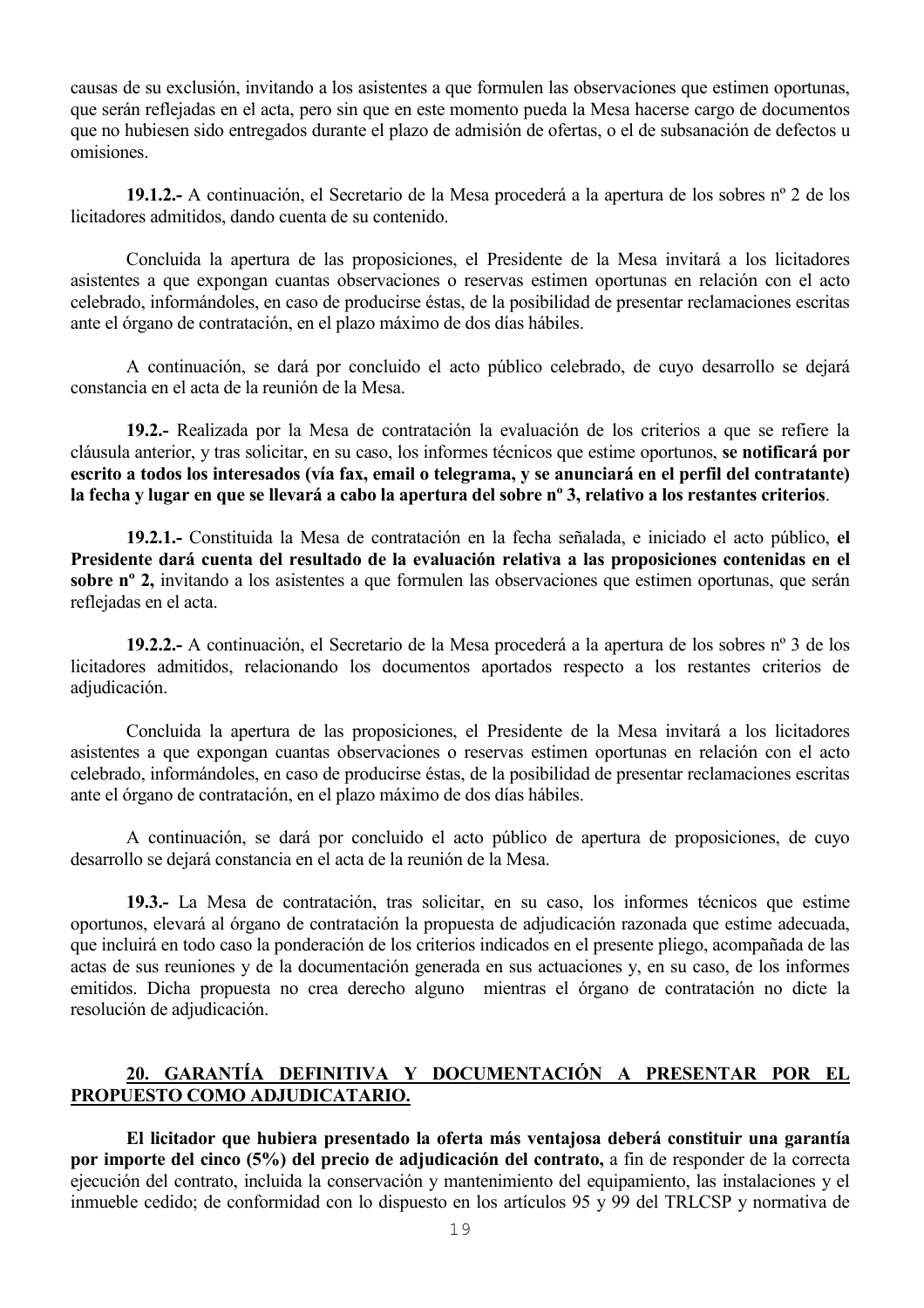causas de su exclusión, invitando a los asistentes a que formulen las observaciones que estimen oportunas, que serán reflejadas en el acta, pero sin que en este momento pueda la Mesa hacerse cargo de documentos que no hubiesen sido entregados durante el plazo de admisión de ofertas, o el de subsanación de defectos u omisiones.

**19.1.2.-** A continuación, el Secretario de la Mesa procederá a la apertura de los sobres nº 2 de los licitadores admitidos, dando cuenta de su contenido.

Concluida la apertura de las proposiciones, el Presidente de la Mesa invitará a los licitadores asistentes a que expongan cuantas observaciones o reservas estimen oportunas en relación con el acto celebrado, informándoles, en caso de producirse éstas, de la posibilidad de presentar reclamaciones escritas ante el órgano de contratación, en el plazo máximo de dos días hábiles.

A continuación, se dará por concluido el acto público celebrado, de cuyo desarrollo se dejará constancia en el acta de la reunión de la Mesa.

**19.2.-** Realizada por la Mesa de contratación la evaluación de los criterios a que se refiere la cláusula anterior, y tras solicitar, en su caso, los informes técnicos que estime oportunos, **se notificará por escrito a todos los interesados (vía fax, email o telegrama, y se anunciará en el perfil del contratante) la fecha y lugar en que se llevará a cabo la apertura del sobre nº 3, relativo a los restantes criterios**.

**19.2.1.-** Constituida la Mesa de contratación en la fecha señalada, e iniciado el acto público, **el Presidente dará cuenta del resultado de la evaluación relativa a las proposiciones contenidas en el sobre nº 2,** invitando a los asistentes a que formulen las observaciones que estimen oportunas, que serán reflejadas en el acta.

**19.2.2.-** A continuación, el Secretario de la Mesa procederá a la apertura de los sobres nº 3 de los licitadores admitidos, relacionando los documentos aportados respecto a los restantes criterios de adjudicación.

Concluida la apertura de las proposiciones, el Presidente de la Mesa invitará a los licitadores asistentes a que expongan cuantas observaciones o reservas estimen oportunas en relación con el acto celebrado, informándoles, en caso de producirse éstas, de la posibilidad de presentar reclamaciones escritas ante el órgano de contratación, en el plazo máximo de dos días hábiles.

A continuación, se dará por concluido el acto público de apertura de proposiciones, de cuyo desarrollo se dejará constancia en el acta de la reunión de la Mesa.

**19.3.-** La Mesa de contratación, tras solicitar, en su caso, los informes técnicos que estime oportunos, elevará al órgano de contratación la propuesta de adjudicación razonada que estime adecuada, que incluirá en todo caso la ponderación de los criterios indicados en el presente pliego, acompañada de las actas de sus reuniones y de la documentación generada en sus actuaciones y, en su caso, de los informes emitidos. Dicha propuesta no crea derecho alguno mientras el órgano de contratación no dicte la resolución de adjudicación.

## 20. GARANTÍA DEFINITIVA Y DOCUMENTACIÓN A PRESENTAR POR EL PROPUESTO COMO ADJUDICATARIO.

**El licitador que hubiera presentado la oferta más ventajosa deberá constituir una garantía por importe del cinco (5%) del precio de adjudicación del contrato,** a fin de responder de la correcta ejecución del contrato, incluida la conservación y mantenimiento del equipamiento, las instalaciones y el inmueble cedido; de conformidad con lo dispuesto en los artículos 95 y 99 del TRLCSP y normativa de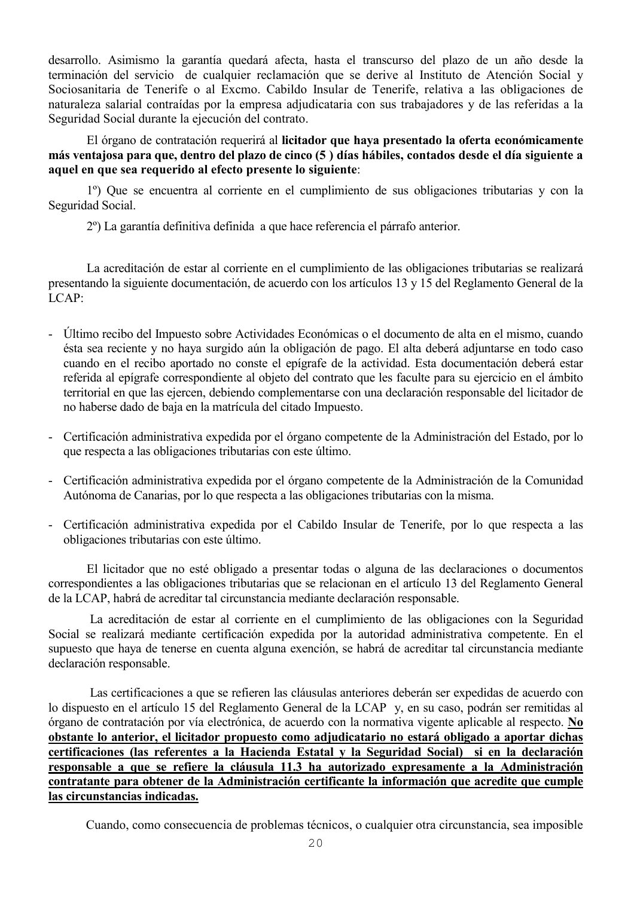desarrollo. Asimismo la garantía quedará afecta, hasta el transcurso del plazo de un año desde la terminación del servicio de cualquier reclamación que se derive al Instituto de Atención Social y Sociosanitaria de Tenerife o al Excmo. Cabildo Insular de Tenerife, relativa a las obligaciones de naturaleza salarial contraídas por la empresa adjudicataria con sus trabajadores y de las referidas a la Seguridad Social durante la ejecución del contrato.

El órgano de contratación requerirá al **licitador que haya presentado la oferta económicamente más ventajosa para que, dentro del plazo de cinco (5 ) días hábiles, contados desde el día siguiente a aquel en que sea requerido al efecto presente lo siguiente**:

1º) Que se encuentra al corriente en el cumplimiento de sus obligaciones tributarias y con la Seguridad Social.

2º) La garantía definitiva definida a que hace referencia el párrafo anterior.

La acreditación de estar al corriente en el cumplimiento de las obligaciones tributarias se realizará presentando la siguiente documentación, de acuerdo con los artículos 13 y 15 del Reglamento General de la LCAP:

- Último recibo del Impuesto sobre Actividades Económicas o el documento de alta en el mismo, cuando ésta sea reciente y no haya surgido aún la obligación de pago. El alta deberá adjuntarse en todo caso cuando en el recibo aportado no conste el epígrafe de la actividad. Esta documentación deberá estar referida al epígrafe correspondiente al objeto del contrato que les faculte para su ejercicio en el ámbito territorial en que las ejercen, debiendo complementarse con una declaración responsable del licitador de no haberse dado de baja en la matrícula del citado Impuesto.

- Certificación administrativa expedida por el órgano competente de la Administración del Estado, por lo que respecta a las obligaciones tributarias con este último.

- Certificación administrativa expedida por el órgano competente de la Administración de la Comunidad Autónoma de Canarias, por lo que respecta a las obligaciones tributarias con la misma.

- Certificación administrativa expedida por el Cabildo Insular de Tenerife, por lo que respecta a las obligaciones tributarias con este último.

El licitador que no esté obligado a presentar todas o alguna de las declaraciones o documentos correspondientes a las obligaciones tributarias que se relacionan en el artículo 13 del Reglamento General de la LCAP, habrá de acreditar tal circunstancia mediante declaración responsable.

La acreditación de estar al corriente en el cumplimiento de las obligaciones con la Seguridad Social se realizará mediante certificación expedida por la autoridad administrativa competente. En el supuesto que haya de tenerse en cuenta alguna exención, se habrá de acreditar tal circunstancia mediante declaración responsable.

Las certificaciones a que se refieren las cláusulas anteriores deberán ser expedidas de acuerdo con lo dispuesto en el artículo 15 del Reglamento General de la LCAP y, en su caso, podrán ser remitidas al órgano de contratación por vía electrónica, de acuerdo con la normativa vigente aplicable al respecto. **No obstante lo anterior, el licitador propuesto como adjudicatario no estará obligado a aportar dichas certificaciones (las referentes a la Hacienda Estatal y la Seguridad Social) si en la declaración responsable a que se refiere la cláusula 11.3 ha autorizado expresamente a la Administración contratante para obtener de la Administración certificante la información que acredite que cumple las circunstancias indicadas.**

Cuando, como consecuencia de problemas técnicos, o cualquier otra circunstancia, sea imposible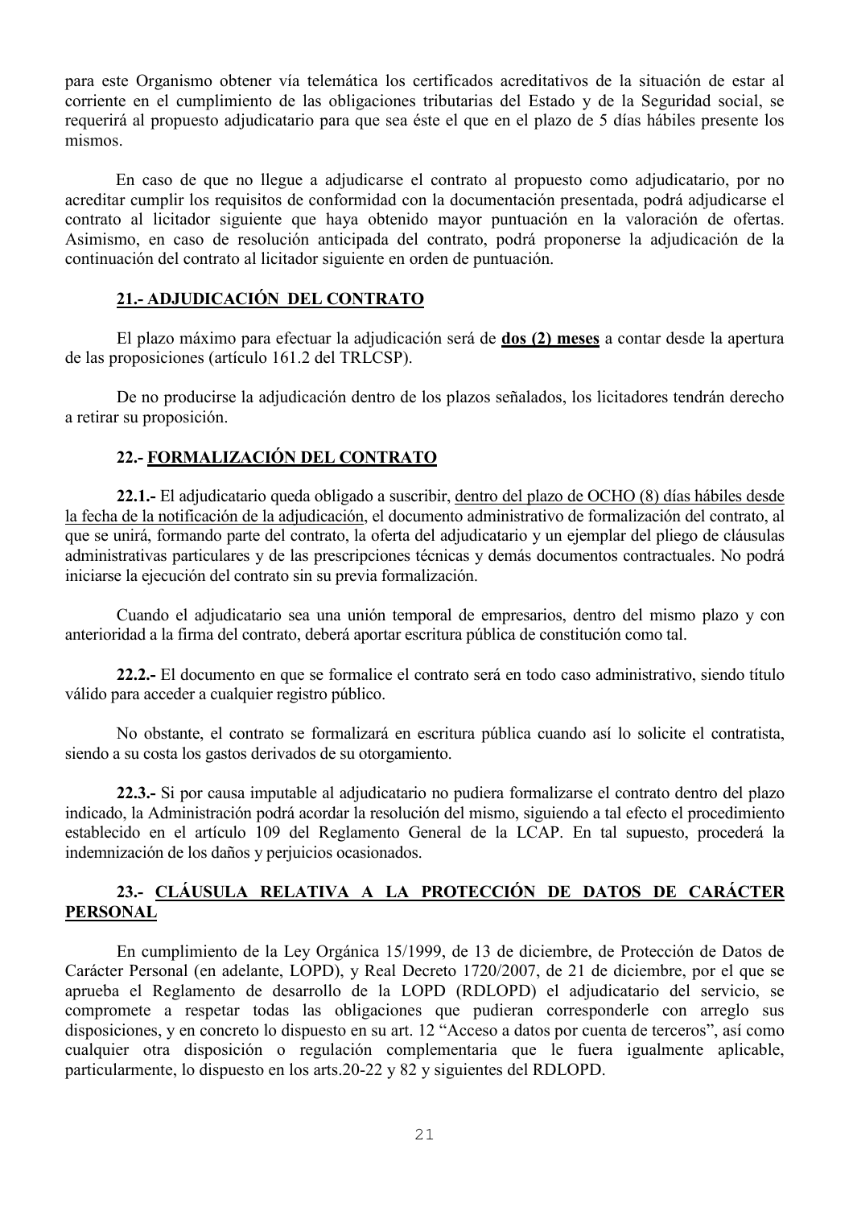para este Organismo obtener vía telemática los certificados acreditativos de la situación de estar al corriente en el cumplimiento de las obligaciones tributarias del Estado y de la Seguridad social, se requerirá al propuesto adjudicatario para que sea éste el que en el plazo de 5 días hábiles presente los mismos.

En caso de que no llegue a adjudicarse el contrato al propuesto como adjudicatario, por no acreditar cumplir los requisitos de conformidad con la documentación presentada, podrá adjudicarse el contrato al licitador siguiente que haya obtenido mayor puntuación en la valoración de ofertas. Asimismo, en caso de resolución anticipada del contrato, podrá proponerse la adjudicación de la continuación del contrato al licitador siguiente en orden de puntuación.

## 21.- ADJUDICACIÓN DEL CONTRATO

El plazo máximo para efectuar la adjudicación será de **dos (2) meses** a contar desde la apertura de las proposiciones (artículo 161.2 del TRLCSP).

De no producirse la adjudicación dentro de los plazos señalados, los licitadores tendrán derecho a retirar su proposición.

## 22.- FORMALIZACIÓN DEL CONTRATO

**22.1.-** El adjudicatario queda obligado a suscribir, dentro del plazo de OCHO (8) días hábiles desde la fecha de la notificación de la adjudicación, el documento administrativo de formalización del contrato, al que se unirá, formando parte del contrato, la oferta del adjudicatario y un ejemplar del pliego de cláusulas administrativas particulares y de las prescripciones técnicas y demás documentos contractuales. No podrá iniciarse la ejecución del contrato sin su previa formalización.

Cuando el adjudicatario sea una unión temporal de empresarios, dentro del mismo plazo y con anterioridad a la firma del contrato, deberá aportar escritura pública de constitución como tal.

**22.2.-** El documento en que se formalice el contrato será en todo caso administrativo, siendo título válido para acceder a cualquier registro público.

No obstante, el contrato se formalizará en escritura pública cuando así lo solicite el contratista, siendo a su costa los gastos derivados de su otorgamiento.

**22.3.-** Si por causa imputable al adjudicatario no pudiera formalizarse el contrato dentro del plazo indicado, la Administración podrá acordar la resolución del mismo, siguiendo a tal efecto el procedimiento establecido en el artículo 109 del Reglamento General de la LCAP. En tal supuesto, procederá la indemnización de los daños y perjuicios ocasionados.

## 23.- CLÁUSULA RELATIVA A LA PROTECCIÓN DE DATOS DE CARÁCTER PERSONAL

En cumplimiento de la Ley Orgánica 15/1999, de 13 de diciembre, de Protección de Datos de Carácter Personal (en adelante, LOPD), y Real Decreto 1720/2007, de 21 de diciembre, por el que se aprueba el Reglamento de desarrollo de la LOPD (RDLOPD) el adjudicatario del servicio, se compromete a respetar todas las obligaciones que pudieran corresponderle con arreglo sus disposiciones, y en concreto lo dispuesto en su art. 12 "Acceso a datos por cuenta de terceros", así como cualquier otra disposición o regulación complementaria que le fuera igualmente aplicable, particularmente, lo dispuesto en los arts.20-22 y 82 y siguientes del RDLOPD.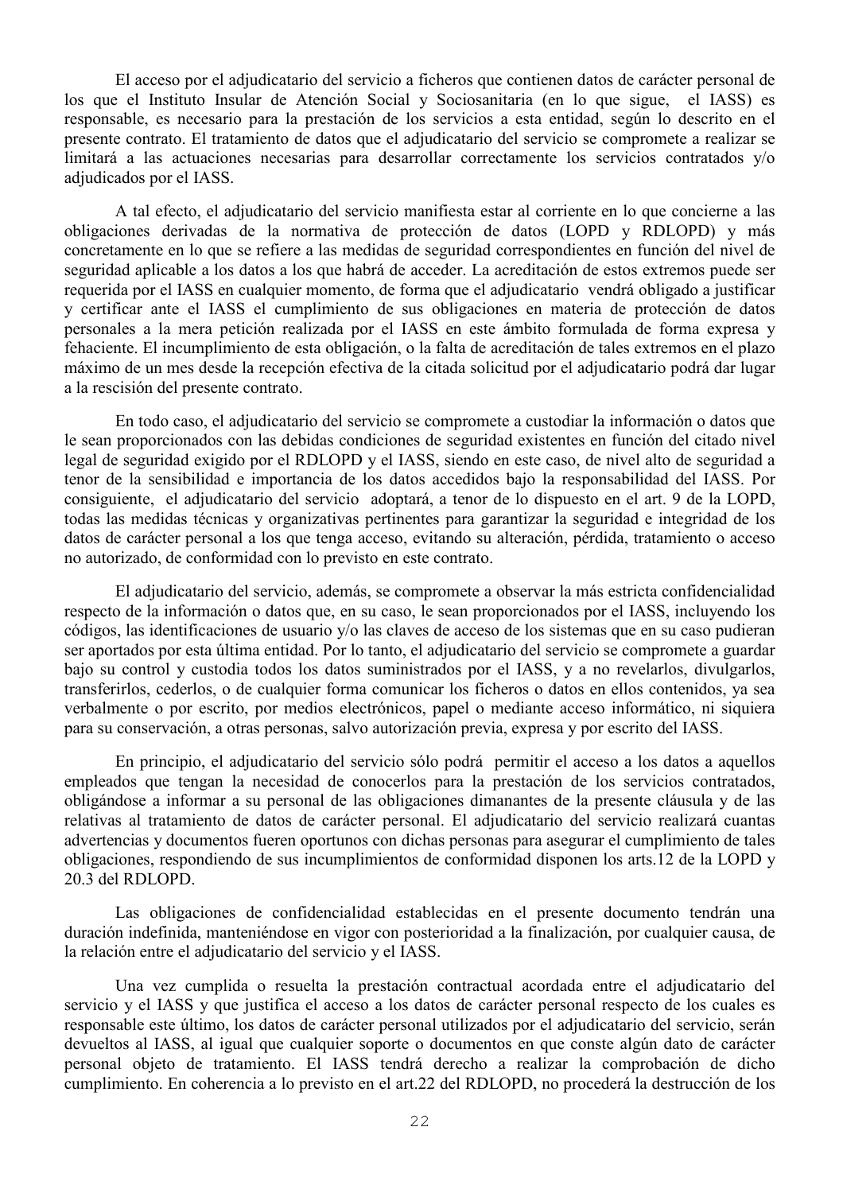El acceso por el adjudicatario del servicio a ficheros que contienen datos de carácter personal de los que el Instituto Insular de Atención Social y Sociosanitaria (en lo que sigue, el IASS) es responsable, es necesario para la prestación de los servicios a esta entidad, según lo descrito en el presente contrato. El tratamiento de datos que el adjudicatario del servicio se compromete a realizar se limitará a las actuaciones necesarias para desarrollar correctamente los servicios contratados y/o adjudicados por el IASS.

A tal efecto, el adjudicatario del servicio manifiesta estar al corriente en lo que concierne a las obligaciones derivadas de la normativa de protección de datos (LOPD y RDLOPD) y más concretamente en lo que se refiere a las medidas de seguridad correspondientes en función del nivel de seguridad aplicable a los datos a los que habrá de acceder. La acreditación de estos extremos puede ser requerida por el IASS en cualquier momento, de forma que el adjudicatario vendrá obligado a justificar y certificar ante el IASS el cumplimiento de sus obligaciones en materia de protección de datos personales a la mera petición realizada por el IASS en este ámbito formulada de forma expresa y fehaciente. El incumplimiento de esta obligación, o la falta de acreditación de tales extremos en el plazo máximo de un mes desde la recepción efectiva de la citada solicitud por el adjudicatario podrá dar lugar a la rescisión del presente contrato.

En todo caso, el adjudicatario del servicio se compromete a custodiar la información o datos que le sean proporcionados con las debidas condiciones de seguridad existentes en función del citado nivel legal de seguridad exigido por el RDLOPD y el IASS, siendo en este caso, de nivel alto de seguridad a tenor de la sensibilidad e importancia de los datos accedidos bajo la responsabilidad del IASS. Por consiguiente, el adjudicatario del servicio adoptará, a tenor de lo dispuesto en el art. 9 de la LOPD, todas las medidas técnicas y organizativas pertinentes para garantizar la seguridad e integridad de los datos de carácter personal a los que tenga acceso, evitando su alteración, pérdida, tratamiento o acceso no autorizado, de conformidad con lo previsto en este contrato.

El adjudicatario del servicio, además, se compromete a observar la más estricta confidencialidad respecto de la información o datos que, en su caso, le sean proporcionados por el IASS, incluyendo los códigos, las identificaciones de usuario y/o las claves de acceso de los sistemas que en su caso pudieran ser aportados por esta última entidad. Por lo tanto, el adjudicatario del servicio se compromete a guardar bajo su control y custodia todos los datos suministrados por el IASS, y a no revelarlos, divulgarlos, transferirlos, cederlos, o de cualquier forma comunicar los ficheros o datos en ellos contenidos, ya sea verbalmente o por escrito, por medios electrónicos, papel o mediante acceso informático, ni siquiera para su conservación, a otras personas, salvo autorización previa, expresa y por escrito del IASS.

En principio, el adjudicatario del servicio sólo podrá permitir el acceso a los datos a aquellos empleados que tengan la necesidad de conocerlos para la prestación de los servicios contratados, obligándose a informar a su personal de las obligaciones dimanantes de la presente cláusula y de las relativas al tratamiento de datos de carácter personal. El adjudicatario del servicio realizará cuantas advertencias y documentos fueren oportunos con dichas personas para asegurar el cumplimiento de tales obligaciones, respondiendo de sus incumplimientos de conformidad disponen los arts.12 de la LOPD y 20.3 del RDLOPD.

Las obligaciones de confidencialidad establecidas en el presente documento tendrán una duración indefinida, manteniéndose en vigor con posterioridad a la finalización, por cualquier causa, de la relación entre el adjudicatario del servicio y el IASS.

Una vez cumplida o resuelta la prestación contractual acordada entre el adjudicatario del servicio y el IASS y que justifica el acceso a los datos de carácter personal respecto de los cuales es responsable este último, los datos de carácter personal utilizados por el adjudicatario del servicio, serán devueltos al IASS, al igual que cualquier soporte o documentos en que conste algún dato de carácter personal objeto de tratamiento. El IASS tendrá derecho a realizar la comprobación de dicho cumplimiento. En coherencia a lo previsto en el art.22 del RDLOPD, no procederá la destrucción de los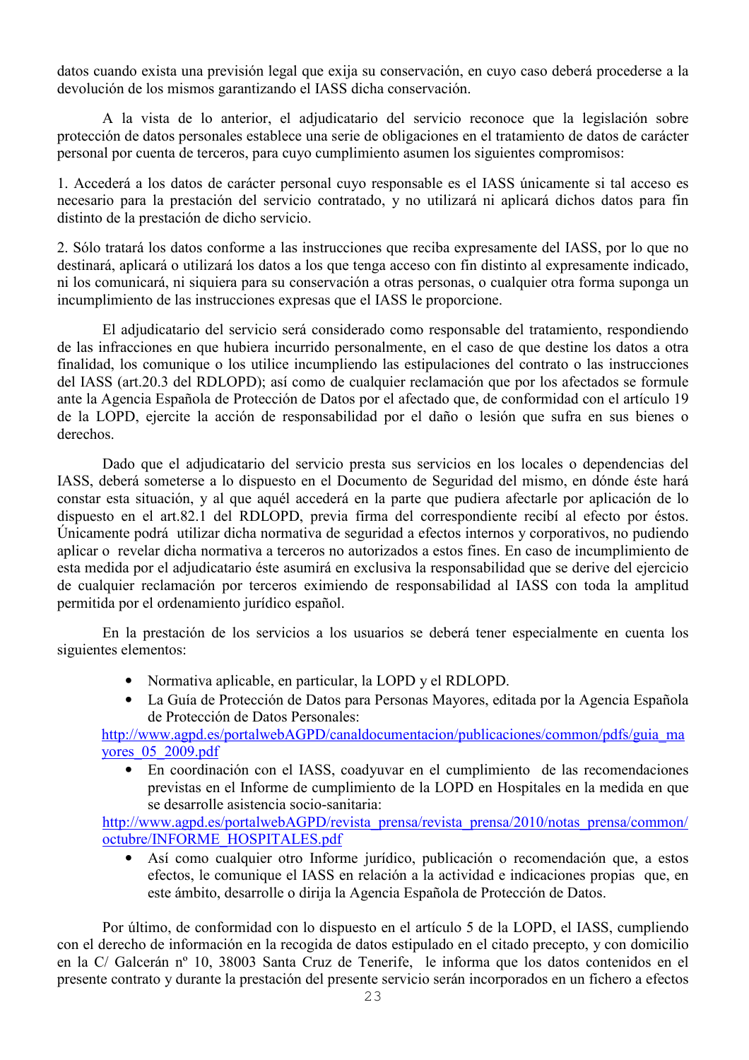datos cuando exista una previsión legal que exija su conservación, en cuyo caso deberá procederse a la devolución de los mismos garantizando el IASS dicha conservación.

A la vista de lo anterior, el adjudicatario del servicio reconoce que la legislación sobre protección de datos personales establece una serie de obligaciones en el tratamiento de datos de carácter personal por cuenta de terceros, para cuyo cumplimiento asumen los siguientes compromisos:

1. Accederá a los datos de carácter personal cuyo responsable es el IASS únicamente si tal acceso es necesario para la prestación del servicio contratado, y no utilizará ni aplicará dichos datos para fin distinto de la prestación de dicho servicio.

2. Sólo tratará los datos conforme a las instrucciones que reciba expresamente del IASS, por lo que no destinará, aplicará o utilizará los datos a los que tenga acceso con fin distinto al expresamente indicado, ni los comunicará, ni siquiera para su conservación a otras personas, o cualquier otra forma suponga un incumplimiento de las instrucciones expresas que el IASS le proporcione.

El adjudicatario del servicio será considerado como responsable del tratamiento, respondiendo de las infracciones en que hubiera incurrido personalmente, en el caso de que destine los datos a otra finalidad, los comunique o los utilice incumpliendo las estipulaciones del contrato o las instrucciones del IASS (art.20.3 del RDLOPD); así como de cualquier reclamación que por los afectados se formule ante la Agencia Española de Protección de Datos por el afectado que, de conformidad con el artículo 19 de la LOPD, ejercite la acción de responsabilidad por el daño o lesión que sufra en sus bienes o derechos.

Dado que el adjudicatario del servicio presta sus servicios en los locales o dependencias del IASS, deberá someterse a lo dispuesto en el Documento de Seguridad del mismo, en dónde éste hará constar esta situación, y al que aquél accederá en la parte que pudiera afectarle por aplicación de lo dispuesto en el art.82.1 del RDLOPD, previa firma del correspondiente recibí al efecto por éstos. Únicamente podrá utilizar dicha normativa de seguridad a efectos internos y corporativos, no pudiendo aplicar o revelar dicha normativa a terceros no autorizados a estos fines. En caso de incumplimiento de esta medida por el adjudicatario éste asumirá en exclusiva la responsabilidad que se derive del ejercicio de cualquier reclamación por terceros eximiendo de responsabilidad al IASS con toda la amplitud permitida por el ordenamiento jurídico español.

En la prestación de los servicios a los usuarios se deberá tener especialmente en cuenta los siguientes elementos:

- Normativa aplicable, en particular, la LOPD y el RDLOPD.
- La Guía de Protección de Datos para Personas Mayores, editada por la Agencia Española de Protección de Datos Personales:
  http://www.agpd.es/portalwebAGPD/canaldocumentacion/publicaciones/common/pdfs/guia_mayores_05_2009.pdf
- En coordinación con el IASS, coadyuvar en el cumplimiento de las recomendaciones previstas en el Informe de cumplimiento de la LOPD en Hospitales en la medida en que se desarrolle asistencia socio-sanitaria:
  http://www.agpd.es/portalwebAGPD/revista_prensa/revista_prensa/2010/notas_prensa/common/octubre/INFORME_HOSPITALES.pdf
- Así como cualquier otro Informe jurídico, publicación o recomendación que, a estos efectos, le comunique el IASS en relación a la actividad e indicaciones propias que, en este ámbito, desarrolle o dirija la Agencia Española de Protección de Datos.

Por último, de conformidad con lo dispuesto en el artículo 5 de la LOPD, el IASS, cumpliendo con el derecho de información en la recogida de datos estipulado en el citado precepto, y con domicilio en la C/ Galcerán nº 10, 38003 Santa Cruz de Tenerife, le informa que los datos contenidos en el presente contrato y durante la prestación del presente servicio serán incorporados en un fichero a efectos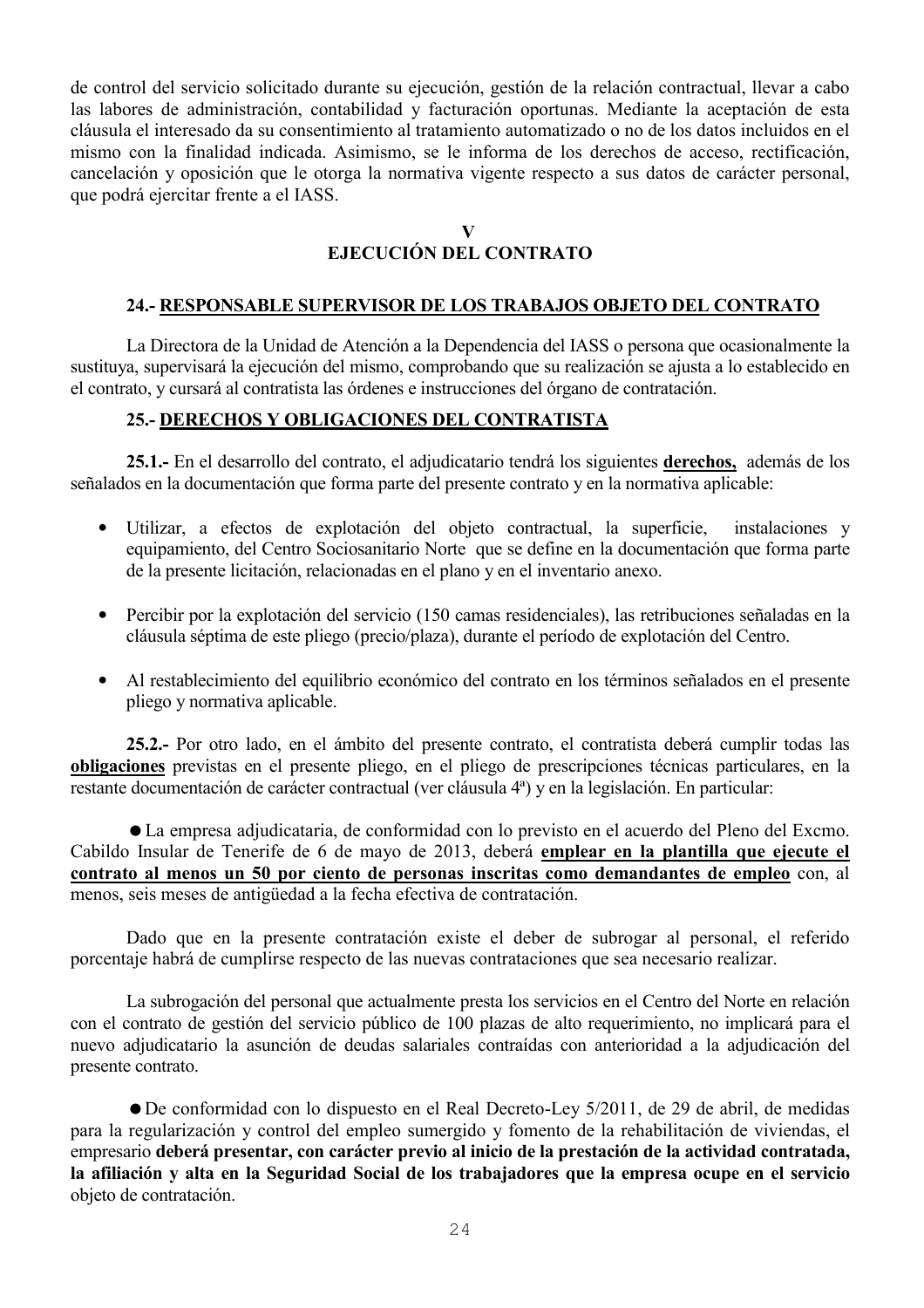de control del servicio solicitado durante su ejecución, gestión de la relación contractual, llevar a cabo las labores de administración, contabilidad y facturación oportunas. Mediante la aceptación de esta cláusula el interesado da su consentimiento al tratamiento automatizado o no de los datos incluidos en el mismo con la finalidad indicada. Asimismo, se le informa de los derechos de acceso, rectificación, cancelación y oposición que le otorga la normativa vigente respecto a sus datos de carácter personal, que podrá ejercitar frente a el IASS.

## V
## EJECUCIÓN DEL CONTRATO

### 24.- RESPONSABLE SUPERVISOR DE LOS TRABAJOS OBJETO DEL CONTRATO

La Directora de la Unidad de Atención a la Dependencia del IASS o persona que ocasionalmente la sustituya, supervisará la ejecución del mismo, comprobando que su realización se ajusta a lo establecido en el contrato, y cursará al contratista las órdenes e instrucciones del órgano de contratación.

### 25.- DERECHOS Y OBLIGACIONES DEL CONTRATISTA

**25.1.-** En el desarrollo del contrato, el adjudicatario tendrá los siguientes **derechos,** además de los señalados en la documentación que forma parte del presente contrato y en la normativa aplicable:

- Utilizar, a efectos de explotación del objeto contractual, la superficie, instalaciones y equipamiento, del Centro Sociosanitario Norte que se define en la documentación que forma parte de la presente licitación, relacionadas en el plano y en el inventario anexo.
- Percibir por la explotación del servicio (150 camas residenciales), las retribuciones señaladas en la cláusula séptima de este pliego (precio/plaza), durante el período de explotación del Centro.
- Al restablecimiento del equilibrio económico del contrato en los términos señalados en el presente pliego y normativa aplicable.

**25.2.-** Por otro lado, en el ámbito del presente contrato, el contratista deberá cumplir todas las **obligaciones** previstas en el presente pliego, en el pliego de prescripciones técnicas particulares, en la restante documentación de carácter contractual (ver cláusula 4ª) y en la legislación. En particular:

● La empresa adjudicataria, de conformidad con lo previsto en el acuerdo del Pleno del Excmo. Cabildo Insular de Tenerife de 6 de mayo de 2013, deberá **emplear en la plantilla que ejecute el contrato al menos un 50 por ciento de personas inscritas como demandantes de empleo** con, al menos, seis meses de antigüedad a la fecha efectiva de contratación.

Dado que en la presente contratación existe el deber de subrogar al personal, el referido porcentaje habrá de cumplirse respecto de las nuevas contrataciones que sea necesario realizar.

La subrogación del personal que actualmente presta los servicios en el Centro del Norte en relación con el contrato de gestión del servicio público de 100 plazas de alto requerimiento, no implicará para el nuevo adjudicatario la asunción de deudas salariales contraídas con anterioridad a la adjudicación del presente contrato.

● De conformidad con lo dispuesto en el Real Decreto-Ley 5/2011, de 29 de abril, de medidas para la regularización y control del empleo sumergido y fomento de la rehabilitación de viviendas, el empresario **deberá presentar, con carácter previo al inicio de la prestación de la actividad contratada, la afiliación y alta en la Seguridad Social de los trabajadores que la empresa ocupe en el servicio** objeto de contratación.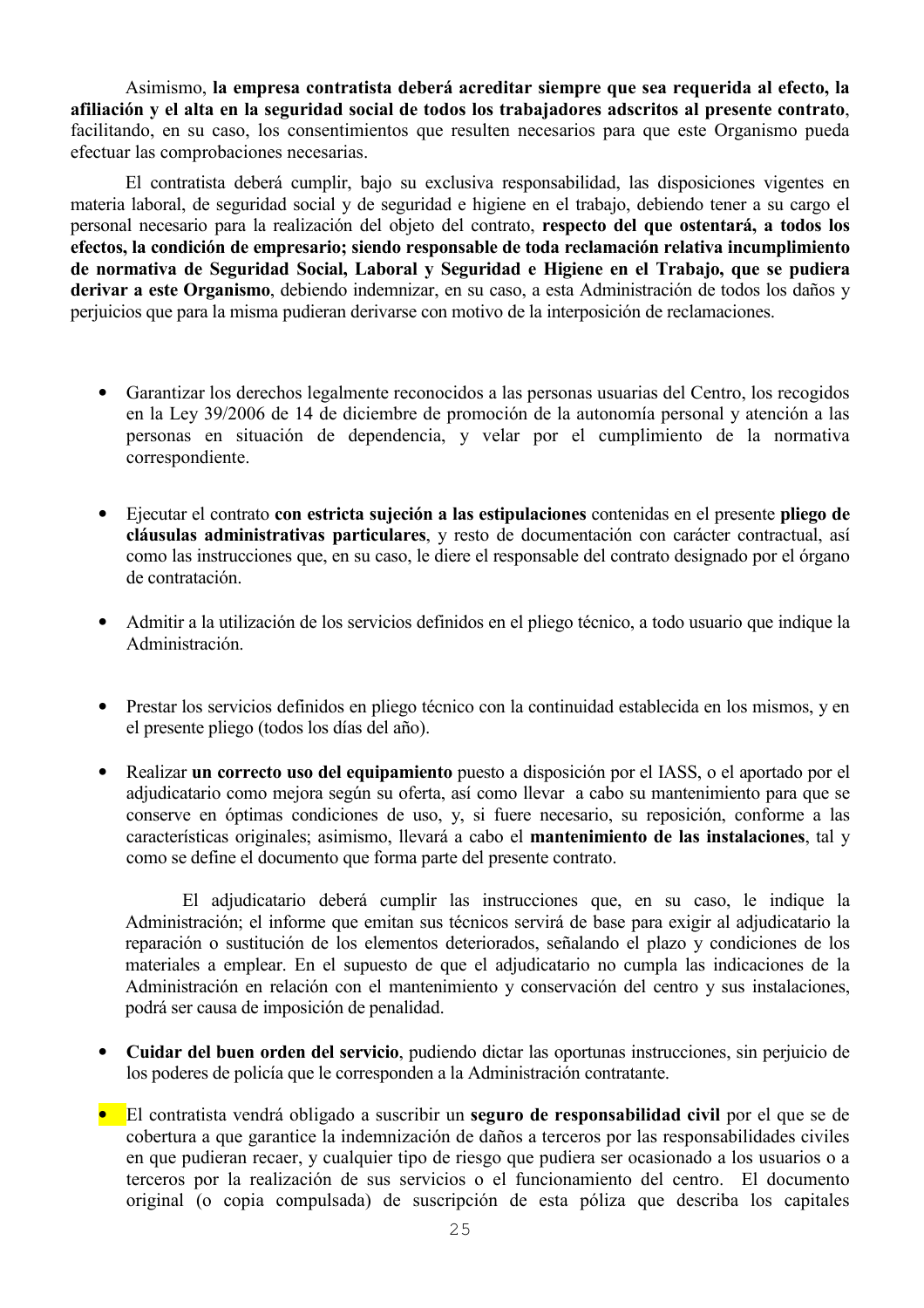Asimismo, **la empresa contratista deberá acreditar siempre que sea requerida al efecto, la afiliación y el alta en la seguridad social de todos los trabajadores adscritos al presente contrato**, facilitando, en su caso, los consentimientos que resulten necesarios para que este Organismo pueda efectuar las comprobaciones necesarias.

El contratista deberá cumplir, bajo su exclusiva responsabilidad, las disposiciones vigentes en materia laboral, de seguridad social y de seguridad e higiene en el trabajo, debiendo tener a su cargo el personal necesario para la realización del objeto del contrato, **respecto del que ostentará, a todos los efectos, la condición de empresario; siendo responsable de toda reclamación relativa incumplimiento de normativa de Seguridad Social, Laboral y Seguridad e Higiene en el Trabajo, que se pudiera derivar a este Organismo**, debiendo indemnizar, en su caso, a esta Administración de todos los daños y perjuicios que para la misma pudieran derivarse con motivo de la interposición de reclamaciones.

- Garantizar los derechos legalmente reconocidos a las personas usuarias del Centro, los recogidos en la Ley 39/2006 de 14 de diciembre de promoción de la autonomía personal y atención a las personas en situación de dependencia, y velar por el cumplimiento de la normativa correspondiente.

- Ejecutar el contrato **con estricta sujeción a las estipulaciones** contenidas en el presente **pliego de cláusulas administrativas particulares**, y resto de documentación con carácter contractual, así como las instrucciones que, en su caso, le diere el responsable del contrato designado por el órgano de contratación.

- Admitir a la utilización de los servicios definidos en el pliego técnico, a todo usuario que indique la Administración.

- Prestar los servicios definidos en pliego técnico con la continuidad establecida en los mismos, y en el presente pliego (todos los días del año).

- Realizar **un correcto uso del equipamiento** puesto a disposición por el IASS, o el aportado por el adjudicatario como mejora según su oferta, así como llevar a cabo su mantenimiento para que se conserve en óptimas condiciones de uso, y, si fuere necesario, su reposición, conforme a las características originales; asimismo, llevará a cabo el **mantenimiento de las instalaciones**, tal y como se define el documento que forma parte del presente contrato.

  El adjudicatario deberá cumplir las instrucciones que, en su caso, le indique la Administración; el informe que emitan sus técnicos servirá de base para exigir al adjudicatario la reparación o sustitución de los elementos deteriorados, señalando el plazo y condiciones de los materiales a emplear. En el supuesto de que el adjudicatario no cumpla las indicaciones de la Administración en relación con el mantenimiento y conservación del centro y sus instalaciones, podrá ser causa de imposición de penalidad.

- **Cuidar del buen orden del servicio**, pudiendo dictar las oportunas instrucciones, sin perjuicio de los poderes de policía que le corresponden a la Administración contratante.

- El contratista vendrá obligado a suscribir un **seguro de responsabilidad civil** por el que se de cobertura a que garantice la indemnización de daños a terceros por las responsabilidades civiles en que pudieran recaer, y cualquier tipo de riesgo que pudiera ser ocasionado a los usuarios o a terceros por la realización de sus servicios o el funcionamiento del centro. El documento original (o copia compulsada) de suscripción de esta póliza que describa los capitales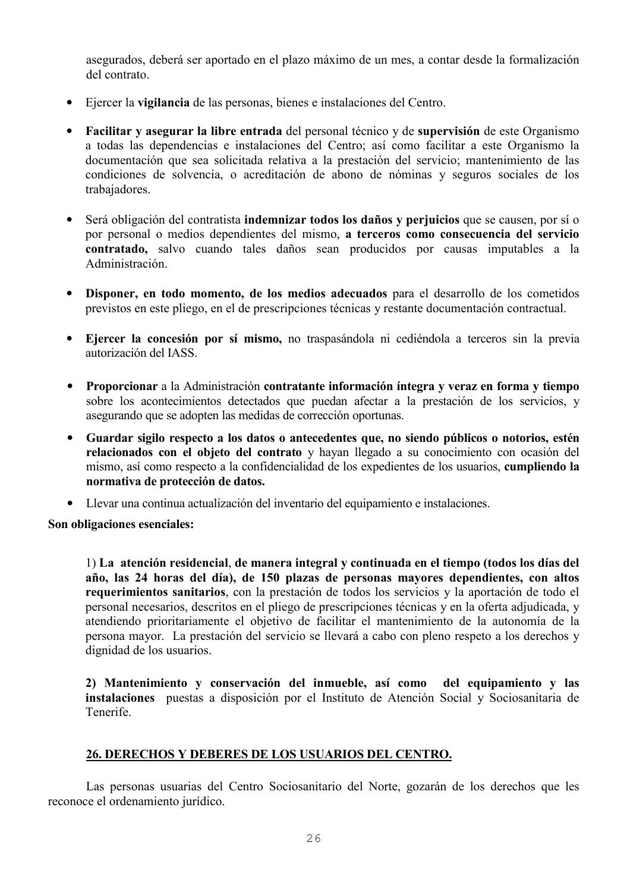asegurados, deberá ser aportado en el plazo máximo de un mes, a contar desde la formalización del contrato.

- Ejercer la **vigilancia** de las personas, bienes e instalaciones del Centro.

- **Facilitar y asegurar la libre entrada** del personal técnico y de **supervisión** de este Organismo a todas las dependencias e instalaciones del Centro; así como facilitar a este Organismo la documentación que sea solicitada relativa a la prestación del servicio; mantenimiento de las condiciones de solvencia, o acreditación de abono de nóminas y seguros sociales de los trabajadores.

- Será obligación del contratista **indemnizar todos los daños y perjuicios** que se causen, por sí o por personal o medios dependientes del mismo, **a terceros como consecuencia del servicio contratado,** salvo cuando tales daños sean producidos por causas imputables a la Administración.

- **Disponer, en todo momento, de los medios adecuados** para el desarrollo de los cometidos previstos en este pliego, en el de prescripciones técnicas y restante documentación contractual.

- **Ejercer la concesión por sí mismo,** no traspasándola ni cediéndola a terceros sin la previa autorización del IASS.

- **Proporcionar** a la Administración **contratante información íntegra y veraz en forma y tiempo** sobre los acontecimientos detectados que puedan afectar a la prestación de los servicios, y asegurando que se adopten las medidas de corrección oportunas.
- **Guardar sigilo respecto a los datos o antecedentes que, no siendo públicos o notorios, estén relacionados con el objeto del contrato** y hayan llegado a su conocimiento con ocasión del mismo, así como respecto a la confidencialidad de los expedientes de los usuarios, **cumpliendo la normativa de protección de datos.**
- Llevar una continua actualización del inventario del equipamiento e instalaciones.

**Son obligaciones esenciales:**

1) **La atención residencial**, **de manera integral y continuada en el tiempo (todos los días del año, las 24 horas del día), de 150 plazas de personas mayores dependientes, con altos requerimientos sanitarios**, con la prestación de todos los servicios y la aportación de todo el personal necesarios, descritos en el pliego de prescripciones técnicas y en la oferta adjudicada, y atendiendo prioritariamente el objetivo de facilitar el mantenimiento de la autonomía de la persona mayor. La prestación del servicio se llevará a cabo con pleno respeto a los derechos y dignidad de los usuarios.

**2) Mantenimiento y conservación del inmueble, así como del equipamiento y las instalaciones** puestas a disposición por el Instituto de Atención Social y Sociosanitaria de Tenerife.

## 26. DERECHOS Y DEBERES DE LOS USUARIOS DEL CENTRO.

Las personas usuarias del Centro Sociosanitario del Norte, gozarán de los derechos que les reconoce el ordenamiento jurídico.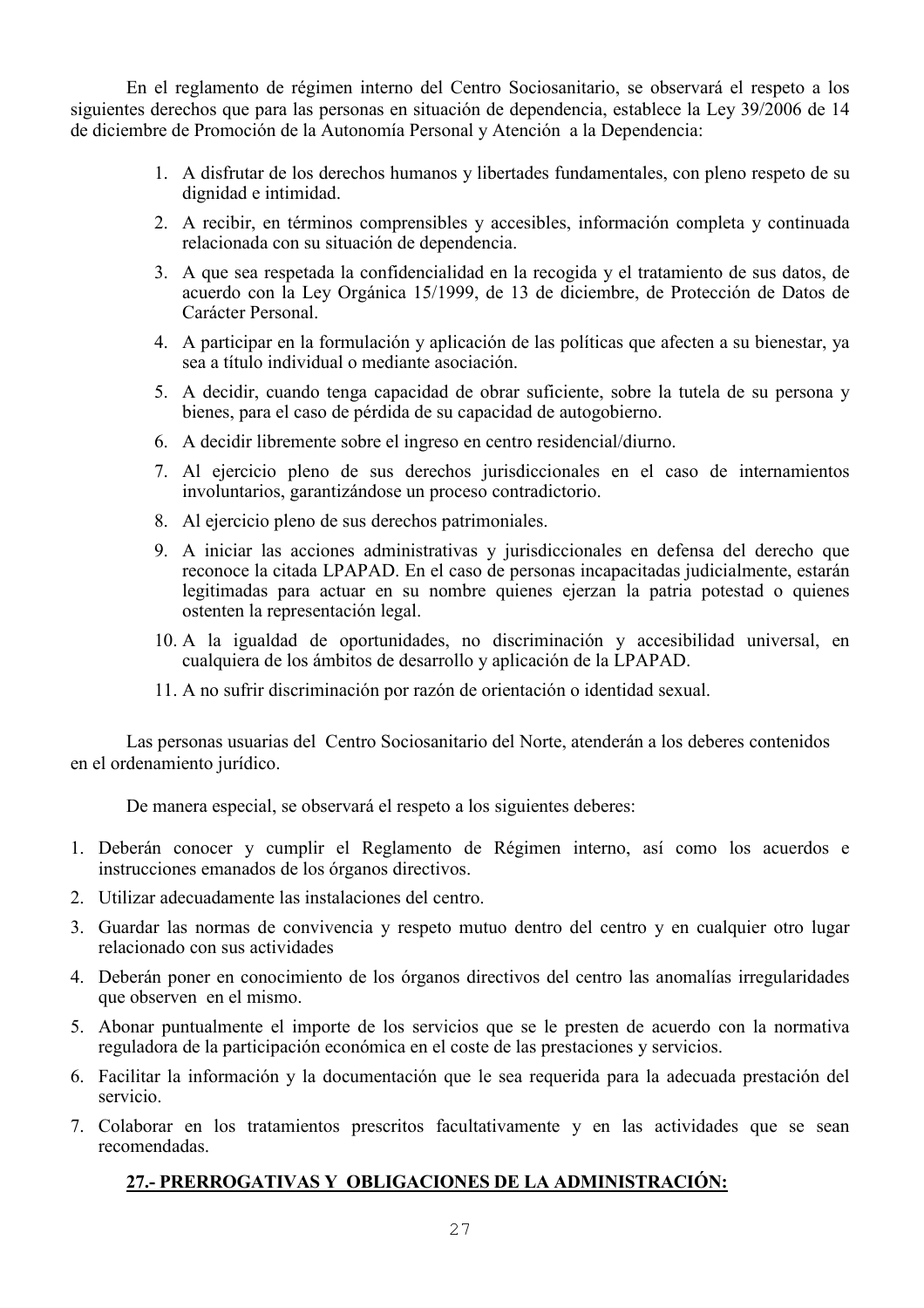En el reglamento de régimen interno del Centro Sociosanitario, se observará el respeto a los siguientes derechos que para las personas en situación de dependencia, establece la Ley 39/2006 de 14 de diciembre de Promoción de la Autonomía Personal y Atención a la Dependencia:

1. A disfrutar de los derechos humanos y libertades fundamentales, con pleno respeto de su dignidad e intimidad.
2. A recibir, en términos comprensibles y accesibles, información completa y continuada relacionada con su situación de dependencia.
3. A que sea respetada la confidencialidad en la recogida y el tratamiento de sus datos, de acuerdo con la Ley Orgánica 15/1999, de 13 de diciembre, de Protección de Datos de Carácter Personal.
4. A participar en la formulación y aplicación de las políticas que afecten a su bienestar, ya sea a título individual o mediante asociación.
5. A decidir, cuando tenga capacidad de obrar suficiente, sobre la tutela de su persona y bienes, para el caso de pérdida de su capacidad de autogobierno.
6. A decidir libremente sobre el ingreso en centro residencial/diurno.
7. Al ejercicio pleno de sus derechos jurisdiccionales en el caso de internamientos involuntarios, garantizándose un proceso contradictorio.
8. Al ejercicio pleno de sus derechos patrimoniales.
9. A iniciar las acciones administrativas y jurisdiccionales en defensa del derecho que reconoce la citada LPAPAD. En el caso de personas incapacitadas judicialmente, estarán legitimadas para actuar en su nombre quienes ejerzan la patria potestad o quienes ostenten la representación legal.
10. A la igualdad de oportunidades, no discriminación y accesibilidad universal, en cualquiera de los ámbitos de desarrollo y aplicación de la LPAPAD.
11. A no sufrir discriminación por razón de orientación o identidad sexual.

Las personas usuarias del Centro Sociosanitario del Norte, atenderán a los deberes contenidos en el ordenamiento jurídico.

De manera especial, se observará el respeto a los siguientes deberes:

1. Deberán conocer y cumplir el Reglamento de Régimen interno, así como los acuerdos e instrucciones emanados de los órganos directivos.
2. Utilizar adecuadamente las instalaciones del centro.
3. Guardar las normas de convivencia y respeto mutuo dentro del centro y en cualquier otro lugar relacionado con sus actividades
4. Deberán poner en conocimiento de los órganos directivos del centro las anomalías irregularidades que observen en el mismo.
5. Abonar puntualmente el importe de los servicios que se le presten de acuerdo con la normativa reguladora de la participación económica en el coste de las prestaciones y servicios.
6. Facilitar la información y la documentación que le sea requerida para la adecuada prestación del servicio.
7. Colaborar en los tratamientos prescritos facultativamente y en las actividades que se sean recomendadas.

## 27.- PRERROGATIVAS Y OBLIGACIONES DE LA ADMINISTRACIÓN: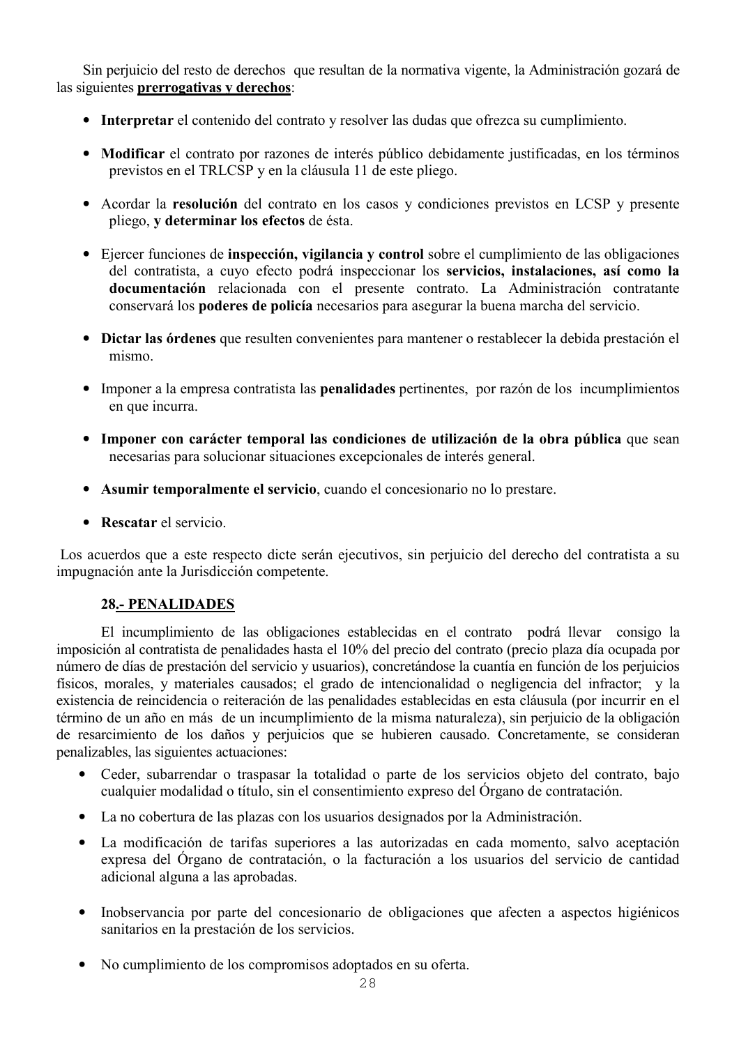Sin perjuicio del resto de derechos que resultan de la normativa vigente, la Administración gozará de las siguientes **prerrogativas y derechos**:

- **Interpretar** el contenido del contrato y resolver las dudas que ofrezca su cumplimiento.
- **Modificar** el contrato por razones de interés público debidamente justificadas, en los términos previstos en el TRLCSP y en la cláusula 11 de este pliego.
- Acordar la **resolución** del contrato en los casos y condiciones previstos en LCSP y presente pliego, **y determinar los efectos** de ésta.
- Ejercer funciones de **inspección, vigilancia y control** sobre el cumplimiento de las obligaciones del contratista, a cuyo efecto podrá inspeccionar los **servicios, instalaciones, así como la documentación** relacionada con el presente contrato. La Administración contratante conservará los **poderes de policía** necesarios para asegurar la buena marcha del servicio.
- **Dictar las órdenes** que resulten convenientes para mantener o restablecer la debida prestación el mismo.
- Imponer a la empresa contratista las **penalidades** pertinentes, por razón de los incumplimientos en que incurra.
- **Imponer con carácter temporal las condiciones de utilización de la obra pública** que sean necesarias para solucionar situaciones excepcionales de interés general.
- **Asumir temporalmente el servicio**, cuando el concesionario no lo prestare.
- **Rescatar** el servicio.

Los acuerdos que a este respecto dicte serán ejecutivos, sin perjuicio del derecho del contratista a su impugnación ante la Jurisdicción competente.

### 28.- PENALIDADES

El incumplimiento de las obligaciones establecidas en el contrato podrá llevar consigo la imposición al contratista de penalidades hasta el 10% del precio del contrato (precio plaza día ocupada por número de días de prestación del servicio y usuarios), concretándose la cuantía en función de los perjuicios físicos, morales, y materiales causados; el grado de intencionalidad o negligencia del infractor; y la existencia de reincidencia o reiteración de las penalidades establecidas en esta cláusula (por incurrir en el término de un año en más de un incumplimiento de la misma naturaleza), sin perjuicio de la obligación de resarcimiento de los daños y perjuicios que se hubieren causado. Concretamente, se consideran penalizables, las siguientes actuaciones:

- Ceder, subarrendar o traspasar la totalidad o parte de los servicios objeto del contrato, bajo cualquier modalidad o título, sin el consentimiento expreso del Órgano de contratación.
- La no cobertura de las plazas con los usuarios designados por la Administración.
- La modificación de tarifas superiores a las autorizadas en cada momento, salvo aceptación expresa del Órgano de contratación, o la facturación a los usuarios del servicio de cantidad adicional alguna a las aprobadas.
- Inobservancia por parte del concesionario de obligaciones que afecten a aspectos higiénicos sanitarios en la prestación de los servicios.
- No cumplimiento de los compromisos adoptados en su oferta.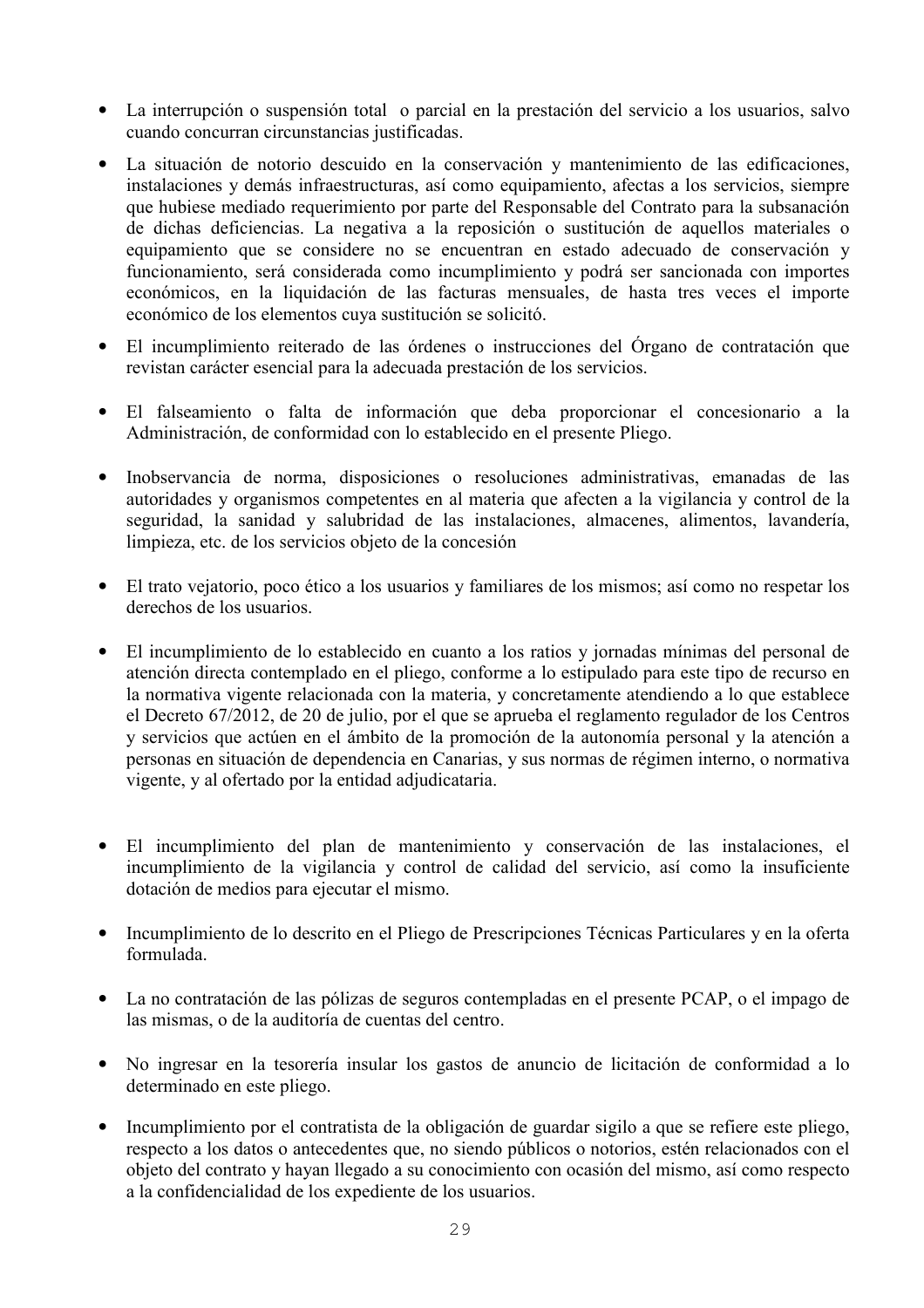- La interrupción o suspensión total o parcial en la prestación del servicio a los usuarios, salvo cuando concurran circunstancias justificadas.
- La situación de notorio descuido en la conservación y mantenimiento de las edificaciones, instalaciones y demás infraestructuras, así como equipamiento, afectas a los servicios, siempre que hubiese mediado requerimiento por parte del Responsable del Contrato para la subsanación de dichas deficiencias. La negativa a la reposición o sustitución de aquellos materiales o equipamiento que se considere no se encuentran en estado adecuado de conservación y funcionamiento, será considerada como incumplimiento y podrá ser sancionada con importes económicos, en la liquidación de las facturas mensuales, de hasta tres veces el importe económico de los elementos cuya sustitución se solicitó.
- El incumplimiento reiterado de las órdenes o instrucciones del Órgano de contratación que revistan carácter esencial para la adecuada prestación de los servicios.
- El falseamiento o falta de información que deba proporcionar el concesionario a la Administración, de conformidad con lo establecido en el presente Pliego.
- Inobservancia de norma, disposiciones o resoluciones administrativas, emanadas de las autoridades y organismos competentes en al materia que afecten a la vigilancia y control de la seguridad, la sanidad y salubridad de las instalaciones, almacenes, alimentos, lavandería, limpieza, etc. de los servicios objeto de la concesión
- El trato vejatorio, poco ético a los usuarios y familiares de los mismos; así como no respetar los derechos de los usuarios.
- El incumplimiento de lo establecido en cuanto a los ratios y jornadas mínimas del personal de atención directa contemplado en el pliego, conforme a lo estipulado para este tipo de recurso en la normativa vigente relacionada con la materia, y concretamente atendiendo a lo que establece el Decreto 67/2012, de 20 de julio, por el que se aprueba el reglamento regulador de los Centros y servicios que actúen en el ámbito de la promoción de la autonomía personal y la atención a personas en situación de dependencia en Canarias, y sus normas de régimen interno, o normativa vigente, y al ofertado por la entidad adjudicataria.
- El incumplimiento del plan de mantenimiento y conservación de las instalaciones, el incumplimiento de la vigilancia y control de calidad del servicio, así como la insuficiente dotación de medios para ejecutar el mismo.
- Incumplimiento de lo descrito en el Pliego de Prescripciones Técnicas Particulares y en la oferta formulada.
- La no contratación de las pólizas de seguros contempladas en el presente PCAP, o el impago de las mismas, o de la auditoría de cuentas del centro.
- No ingresar en la tesorería insular los gastos de anuncio de licitación de conformidad a lo determinado en este pliego.
- Incumplimiento por el contratista de la obligación de guardar sigilo a que se refiere este pliego, respecto a los datos o antecedentes que, no siendo públicos o notorios, estén relacionados con el objeto del contrato y hayan llegado a su conocimiento con ocasión del mismo, así como respecto a la confidencialidad de los expediente de los usuarios.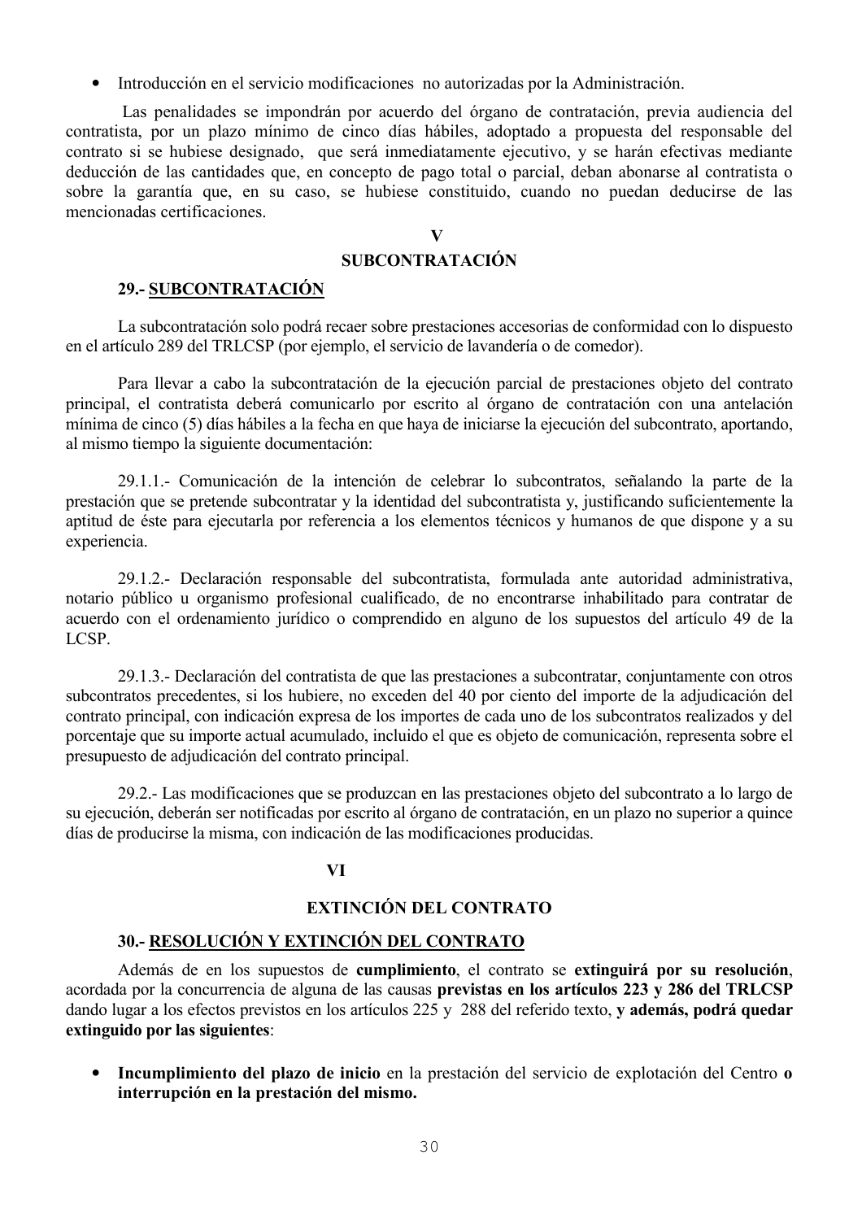- Introducción en el servicio modificaciones no autorizadas por la Administración.

Las penalidades se impondrán por acuerdo del órgano de contratación, previa audiencia del contratista, por un plazo mínimo de cinco días hábiles, adoptado a propuesta del responsable del contrato si se hubiese designado, que será inmediatamente ejecutivo, y se harán efectivas mediante deducción de las cantidades que, en concepto de pago total o parcial, deban abonarse al contratista o sobre la garantía que, en su caso, se hubiese constituido, cuando no puedan deducirse de las mencionadas certificaciones.

## V
## SUBCONTRATACIÓN

### 29.- SUBCONTRATACIÓN

La subcontratación solo podrá recaer sobre prestaciones accesorias de conformidad con lo dispuesto en el artículo 289 del TRLCSP (por ejemplo, el servicio de lavandería o de comedor).

Para llevar a cabo la subcontratación de la ejecución parcial de prestaciones objeto del contrato principal, el contratista deberá comunicarlo por escrito al órgano de contratación con una antelación mínima de cinco (5) días hábiles a la fecha en que haya de iniciarse la ejecución del subcontrato, aportando, al mismo tiempo la siguiente documentación:

29.1.1.- Comunicación de la intención de celebrar lo subcontratos, señalando la parte de la prestación que se pretende subcontratar y la identidad del subcontratista y, justificando suficientemente la aptitud de éste para ejecutarla por referencia a los elementos técnicos y humanos de que dispone y a su experiencia.

29.1.2.- Declaración responsable del subcontratista, formulada ante autoridad administrativa, notario público u organismo profesional cualificado, de no encontrarse inhabilitado para contratar de acuerdo con el ordenamiento jurídico o comprendido en alguno de los supuestos del artículo 49 de la LCSP.

29.1.3.- Declaración del contratista de que las prestaciones a subcontratar, conjuntamente con otros subcontratos precedentes, si los hubiere, no exceden del 40 por ciento del importe de la adjudicación del contrato principal, con indicación expresa de los importes de cada uno de los subcontratos realizados y del porcentaje que su importe actual acumulado, incluido el que es objeto de comunicación, representa sobre el presupuesto de adjudicación del contrato principal.

29.2.- Las modificaciones que se produzcan en las prestaciones objeto del subcontrato a lo largo de su ejecución, deberán ser notificadas por escrito al órgano de contratación, en un plazo no superior a quince días de producirse la misma, con indicación de las modificaciones producidas.

## VI
## EXTINCIÓN DEL CONTRATO

### 30.- RESOLUCIÓN Y EXTINCIÓN DEL CONTRATO

Además de en los supuestos de **cumplimiento**, el contrato se **extinguirá por su resolución**, acordada por la concurrencia de alguna de las causas **previstas en los artículos 223 y 286 del TRLCSP** dando lugar a los efectos previstos en los artículos 225 y 288 del referido texto, **y además, podrá quedar extinguido por las siguientes**:

- **Incumplimiento del plazo de inicio** en la prestación del servicio de explotación del Centro **o interrupción en la prestación del mismo.**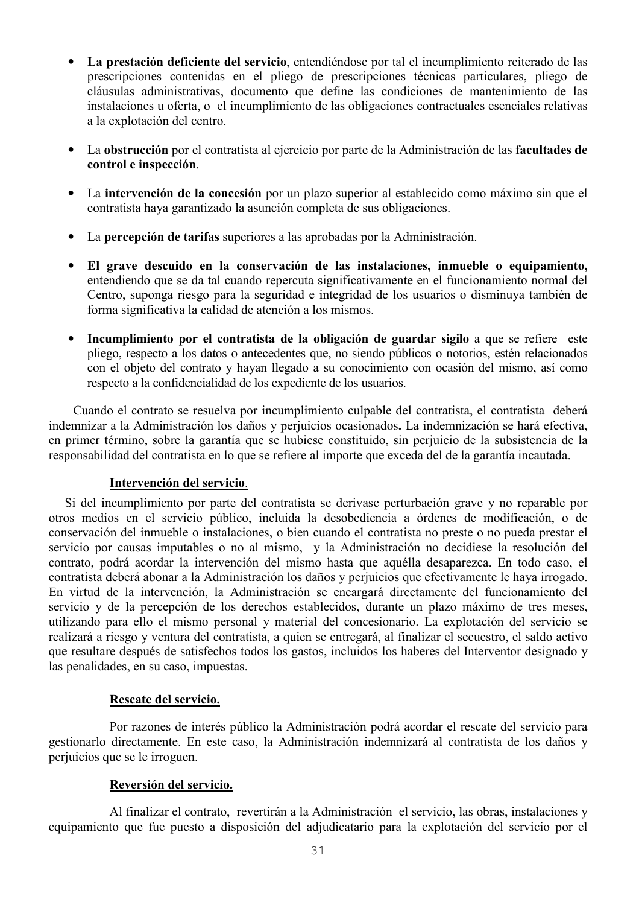- **La prestación deficiente del servicio**, entendiéndose por tal el incumplimiento reiterado de las prescripciones contenidas en el pliego de prescripciones técnicas particulares, pliego de cláusulas administrativas, documento que define las condiciones de mantenimiento de las instalaciones u oferta, o el incumplimiento de las obligaciones contractuales esenciales relativas a la explotación del centro.

- La **obstrucción** por el contratista al ejercicio por parte de la Administración de las **facultades de control e inspección**.

- La **intervención de la concesión** por un plazo superior al establecido como máximo sin que el contratista haya garantizado la asunción completa de sus obligaciones.

- La **percepción de tarifas** superiores a las aprobadas por la Administración.

- **El grave descuido en la conservación de las instalaciones, inmueble o equipamiento,** entendiendo que se da tal cuando repercuta significativamente en el funcionamiento normal del Centro, suponga riesgo para la seguridad e integridad de los usuarios o disminuya también de forma significativa la calidad de atención a los mismos.

- **Incumplimiento por el contratista de la obligación de guardar sigilo** a que se refiere este pliego, respecto a los datos o antecedentes que, no siendo públicos o notorios, estén relacionados con el objeto del contrato y hayan llegado a su conocimiento con ocasión del mismo, así como respecto a la confidencialidad de los expediente de los usuarios.

Cuando el contrato se resuelva por incumplimiento culpable del contratista, el contratista deberá indemnizar a la Administración los daños y perjuicios ocasionados**.** La indemnización se hará efectiva, en primer término, sobre la garantía que se hubiese constituido, sin perjuicio de la subsistencia de la responsabilidad del contratista en lo que se refiere al importe que exceda del de la garantía incautada.

**Intervención del servicio**.

Si del incumplimiento por parte del contratista se derivase perturbación grave y no reparable por otros medios en el servicio público, incluida la desobediencia a órdenes de modificación, o de conservación del inmueble o instalaciones, o bien cuando el contratista no preste o no pueda prestar el servicio por causas imputables o no al mismo, y la Administración no decidiese la resolución del contrato, podrá acordar la intervención del mismo hasta que aquélla desaparezca. En todo caso, el contratista deberá abonar a la Administración los daños y perjuicios que efectivamente le haya irrogado. En virtud de la intervención, la Administración se encargará directamente del funcionamiento del servicio y de la percepción de los derechos establecidos, durante un plazo máximo de tres meses, utilizando para ello el mismo personal y material del concesionario. La explotación del servicio se realizará a riesgo y ventura del contratista, a quien se entregará, al finalizar el secuestro, el saldo activo que resultare después de satisfechos todos los gastos, incluidos los haberes del Interventor designado y las penalidades, en su caso, impuestas.

**Rescate del servicio.**

Por razones de interés público la Administración podrá acordar el rescate del servicio para gestionarlo directamente. En este caso, la Administración indemnizará al contratista de los daños y perjuicios que se le irroguen.

**Reversión del servicio.**

Al finalizar el contrato, revertirán a la Administración el servicio, las obras, instalaciones y equipamiento que fue puesto a disposición del adjudicatario para la explotación del servicio por el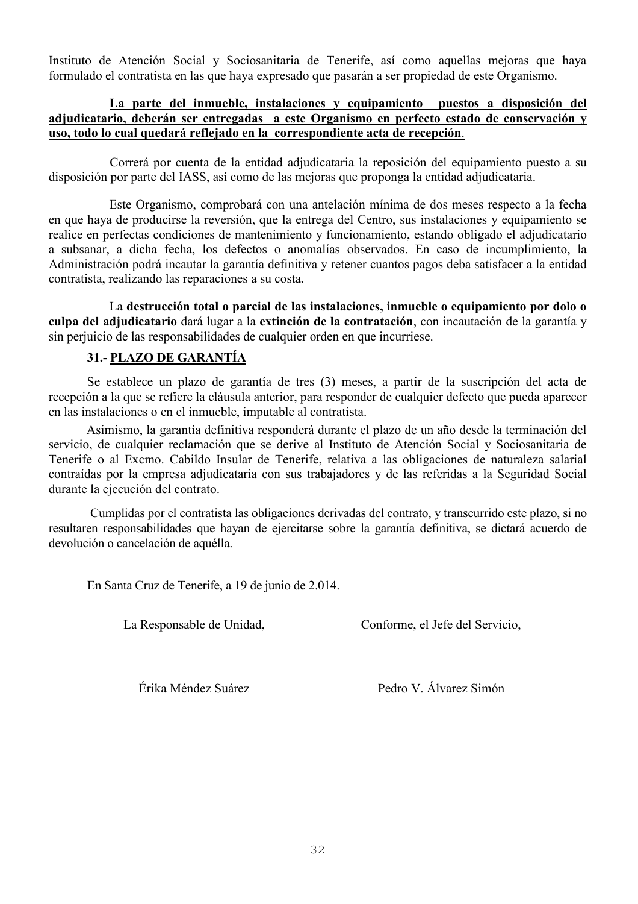Instituto de Atención Social y Sociosanitaria de Tenerife, así como aquellas mejoras que haya formulado el contratista en las que haya expresado que pasarán a ser propiedad de este Organismo.

**La parte del inmueble, instalaciones y equipamiento puestos a disposición del adjudicatario, deberán ser entregadas a este Organismo en perfecto estado de conservación y uso, todo lo cual quedará reflejado en la correspondiente acta de recepción**.

Correrá por cuenta de la entidad adjudicataria la reposición del equipamiento puesto a su disposición por parte del IASS, así como de las mejoras que proponga la entidad adjudicataria.

Este Organismo, comprobará con una antelación mínima de dos meses respecto a la fecha en que haya de producirse la reversión, que la entrega del Centro, sus instalaciones y equipamiento se realice en perfectas condiciones de mantenimiento y funcionamiento, estando obligado el adjudicatario a subsanar, a dicha fecha, los defectos o anomalías observados. En caso de incumplimiento, la Administración podrá incautar la garantía definitiva y retener cuantos pagos deba satisfacer a la entidad contratista, realizando las reparaciones a su costa.

La **destrucción total o parcial de las instalaciones, inmueble o equipamiento por dolo o culpa del adjudicatario** dará lugar a la **extinción de la contratación**, con incautación de la garantía y sin perjuicio de las responsabilidades de cualquier orden en que incurriese.

## 31.- PLAZO DE GARANTÍA

Se establece un plazo de garantía de tres (3) meses, a partir de la suscripción del acta de recepción a la que se refiere la cláusula anterior, para responder de cualquier defecto que pueda aparecer en las instalaciones o en el inmueble, imputable al contratista.

Asimismo, la garantía definitiva responderá durante el plazo de un año desde la terminación del servicio, de cualquier reclamación que se derive al Instituto de Atención Social y Sociosanitaria de Tenerife o al Excmo. Cabildo Insular de Tenerife, relativa a las obligaciones de naturaleza salarial contraídas por la empresa adjudicataria con sus trabajadores y de las referidas a la Seguridad Social durante la ejecución del contrato.

Cumplidas por el contratista las obligaciones derivadas del contrato, y transcurrido este plazo, si no resultaren responsabilidades que hayan de ejercitarse sobre la garantía definitiva, se dictará acuerdo de devolución o cancelación de aquélla.

En Santa Cruz de Tenerife, a 19 de junio de 2.014.

La Responsable de Unidad,

Érika Méndez Suárez

Conforme, el Jefe del Servicio,

Pedro V. Álvarez Simón